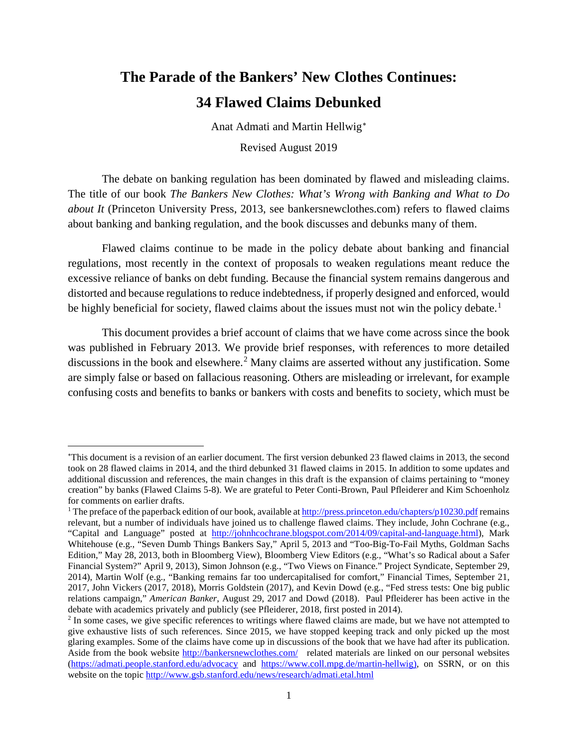# The Parade of the Bankers' New Clothes Continues: 34 Flawed Claims Debunked

Anat Admati and Martin Hellwig[*]

Revised August 2019

The debate on banking regulation has been dominated by flawed and misleading claims. The title of our book *The Bankers New Clothes: What's Wrong with Banking and What to Do about It* (Princeton University Press, 2013, see bankersnewclothes.com) refers to flawed claims about banking and banking regulation, and the book discusses and debunks many of them.

Flawed claims continue to be made in the policy debate about banking and financial regulations, most recently in the context of proposals to weaken regulations meant reduce the excessive reliance of banks on debt funding. Because the financial system remains dangerous and distorted and because regulations to reduce indebtedness, if properly designed and enforced, would be highly beneficial for society, flawed claims about the issues must not win the policy debate.[1]

This document provides a brief account of claims that we have come across since the book was published in February 2013. We provide brief responses, with references to more detailed discussions in the book and elsewhere.[2] Many claims are asserted without any justification. Some are simply false or based on fallacious reasoning. Others are misleading or irrelevant, for example confusing costs and benefits to banks or bankers with costs and benefits to society, which must be

---

[*]This document is a revision of an earlier document. The first version debunked 23 flawed claims in 2013, the second took on 28 flawed claims in 2014, and the third debunked 31 flawed claims in 2015. In addition to some updates and additional discussion and references, the main changes in this draft is the expansion of claims pertaining to "money creation" by banks (Flawed Claims 5-8). We are grateful to Peter Conti-Brown, Paul Pfleiderer and Kim Schoenholz for comments on earlier drafts.

[1] The preface of the paperback edition of our book, available at http://press.princeton.edu/chapters/p10230.pdf remains relevant, but a number of individuals have joined us to challenge flawed claims. They include, John Cochrane (e.g., "Capital and Language" posted at http://johnhcochrane.blogspot.com/2014/09/capital-and-language.html), Mark Whitehouse (e.g., "Seven Dumb Things Bankers Say," April 5, 2013 and "Too-Big-To-Fail Myths, Goldman Sachs Edition," May 28, 2013, both in Bloomberg View), Bloomberg View Editors (e.g., "What's so Radical about a Safer Financial System?" April 9, 2013), Simon Johnson (e.g., "Two Views on Finance." Project Syndicate, September 29, 2014), Martin Wolf (e.g., "Banking remains far too undercapitalised for comfort," Financial Times, September 21, 2017, John Vickers (2017, 2018), Morris Goldstein (2017), and Kevin Dowd (e.g., "Fed stress tests: One big public relations campaign," *American Banker*, August 29, 2017 and Dowd (2018). Paul Pfleiderer has been active in the debate with academics privately and publicly (see Pfleiderer, 2018, first posted in 2014).

[2] In some cases, we give specific references to writings where flawed claims are made, but we have not attempted to give exhaustive lists of such references. Since 2015, we have stopped keeping track and only picked up the most glaring examples. Some of the claims have come up in discussions of the book that we have had after its publication. Aside from the book website http://bankersnewclothes.com/ related materials are linked on our personal websites (https://admati.people.stanford.edu/advocacy and https://www.coll.mpg.de/martin-hellwig), on SSRN, or on this website on the topic http://www.gsb.stanford.edu/news/research/admati.etal.html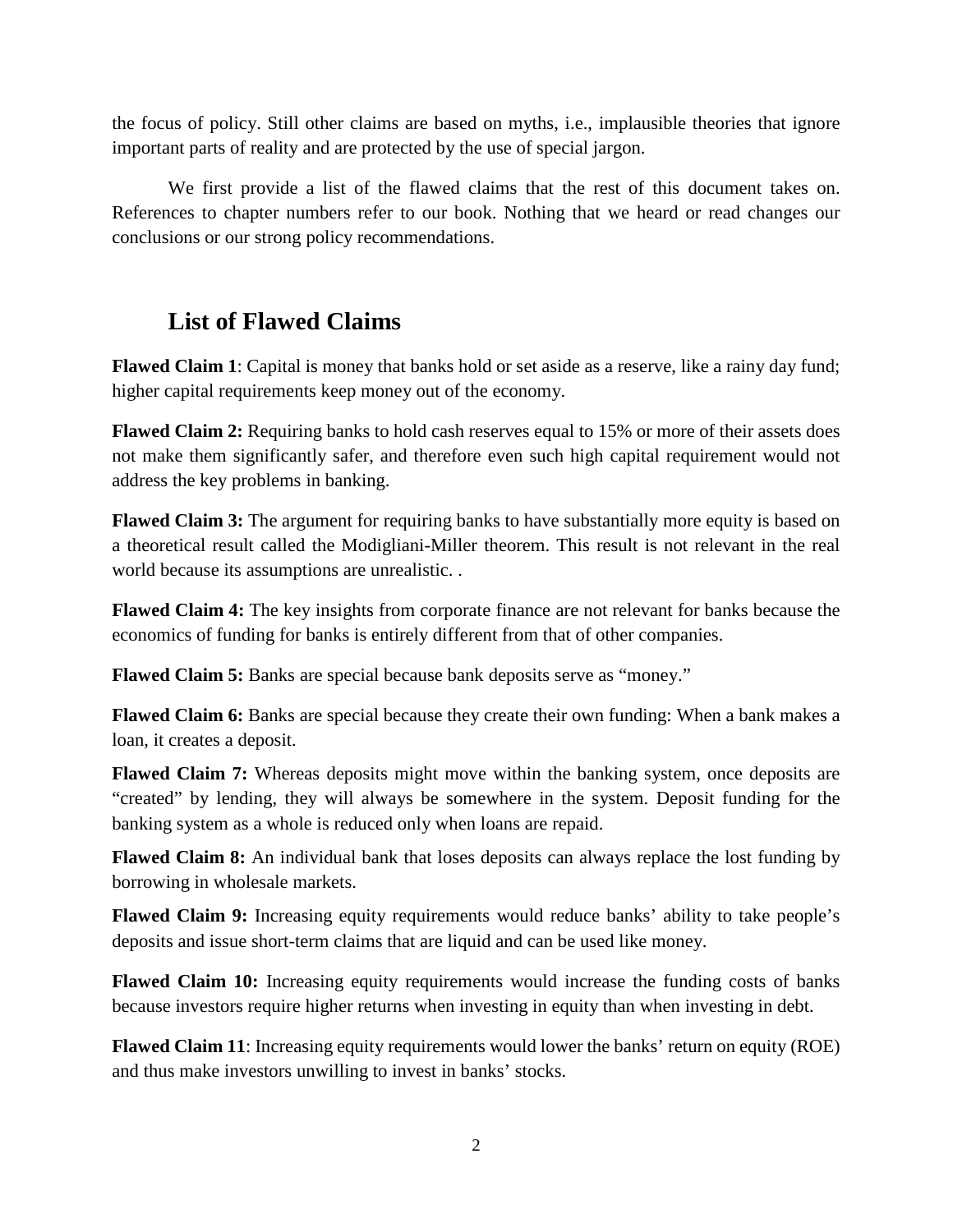the focus of policy. Still other claims are based on myths, i.e., implausible theories that ignore important parts of reality and are protected by the use of special jargon.

We first provide a list of the flawed claims that the rest of this document takes on. References to chapter numbers refer to our book. Nothing that we heard or read changes our conclusions or our strong policy recommendations.

## List of Flawed Claims

**Flawed Claim 1**: Capital is money that banks hold or set aside as a reserve, like a rainy day fund; higher capital requirements keep money out of the economy.

**Flawed Claim 2:** Requiring banks to hold cash reserves equal to 15% or more of their assets does not make them significantly safer, and therefore even such high capital requirement would not address the key problems in banking.

**Flawed Claim 3:** The argument for requiring banks to have substantially more equity is based on a theoretical result called the Modigliani-Miller theorem. This result is not relevant in the real world because its assumptions are unrealistic. .

**Flawed Claim 4:** The key insights from corporate finance are not relevant for banks because the economics of funding for banks is entirely different from that of other companies.

**Flawed Claim 5:** Banks are special because bank deposits serve as "money."

**Flawed Claim 6:** Banks are special because they create their own funding: When a bank makes a loan, it creates a deposit.

**Flawed Claim 7:** Whereas deposits might move within the banking system, once deposits are "created" by lending, they will always be somewhere in the system. Deposit funding for the banking system as a whole is reduced only when loans are repaid.

**Flawed Claim 8:** An individual bank that loses deposits can always replace the lost funding by borrowing in wholesale markets.

**Flawed Claim 9:** Increasing equity requirements would reduce banks' ability to take people's deposits and issue short-term claims that are liquid and can be used like money.

**Flawed Claim 10:** Increasing equity requirements would increase the funding costs of banks because investors require higher returns when investing in equity than when investing in debt.

**Flawed Claim 11**: Increasing equity requirements would lower the banks' return on equity (ROE) and thus make investors unwilling to invest in banks' stocks.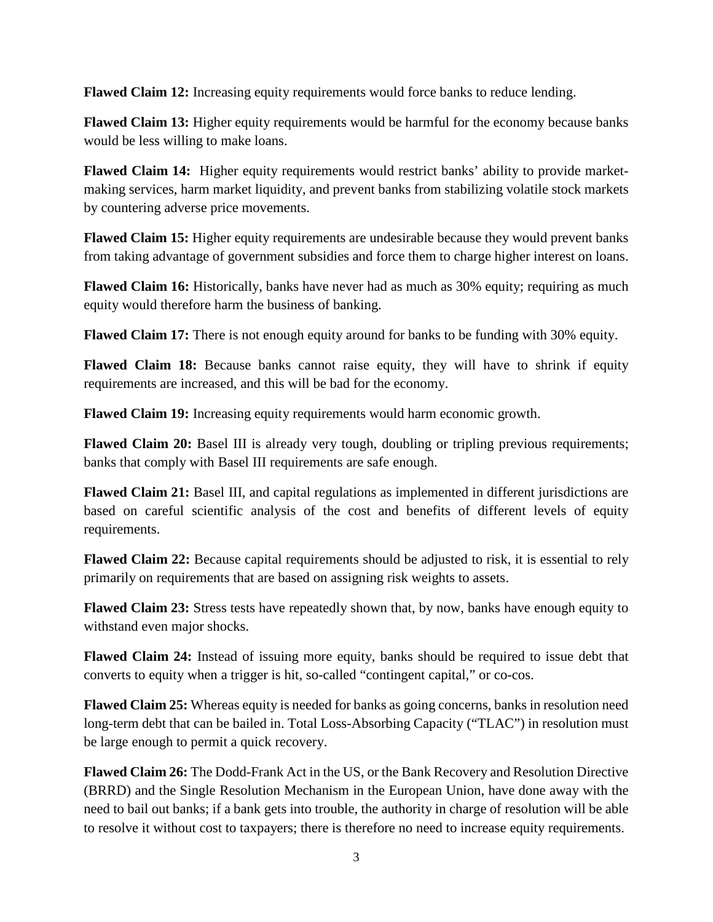**Flawed Claim 12:** Increasing equity requirements would force banks to reduce lending.

**Flawed Claim 13:** Higher equity requirements would be harmful for the economy because banks would be less willing to make loans.

**Flawed Claim 14:** Higher equity requirements would restrict banks' ability to provide market-making services, harm market liquidity, and prevent banks from stabilizing volatile stock markets by countering adverse price movements.

**Flawed Claim 15:** Higher equity requirements are undesirable because they would prevent banks from taking advantage of government subsidies and force them to charge higher interest on loans.

**Flawed Claim 16:** Historically, banks have never had as much as 30% equity; requiring as much equity would therefore harm the business of banking.

**Flawed Claim 17:** There is not enough equity around for banks to be funding with 30% equity.

**Flawed Claim 18:** Because banks cannot raise equity, they will have to shrink if equity requirements are increased, and this will be bad for the economy.

**Flawed Claim 19:** Increasing equity requirements would harm economic growth.

**Flawed Claim 20:** Basel III is already very tough, doubling or tripling previous requirements; banks that comply with Basel III requirements are safe enough.

**Flawed Claim 21:** Basel III, and capital regulations as implemented in different jurisdictions are based on careful scientific analysis of the cost and benefits of different levels of equity requirements.

**Flawed Claim 22:** Because capital requirements should be adjusted to risk, it is essential to rely primarily on requirements that are based on assigning risk weights to assets.

**Flawed Claim 23:** Stress tests have repeatedly shown that, by now, banks have enough equity to withstand even major shocks.

**Flawed Claim 24:** Instead of issuing more equity, banks should be required to issue debt that converts to equity when a trigger is hit, so-called "contingent capital," or co-cos.

**Flawed Claim 25:** Whereas equity is needed for banks as going concerns, banks in resolution need long-term debt that can be bailed in. Total Loss-Absorbing Capacity ("TLAC") in resolution must be large enough to permit a quick recovery.

**Flawed Claim 26:** The Dodd-Frank Act in the US, or the Bank Recovery and Resolution Directive (BRRD) and the Single Resolution Mechanism in the European Union, have done away with the need to bail out banks; if a bank gets into trouble, the authority in charge of resolution will be able to resolve it without cost to taxpayers; there is therefore no need to increase equity requirements.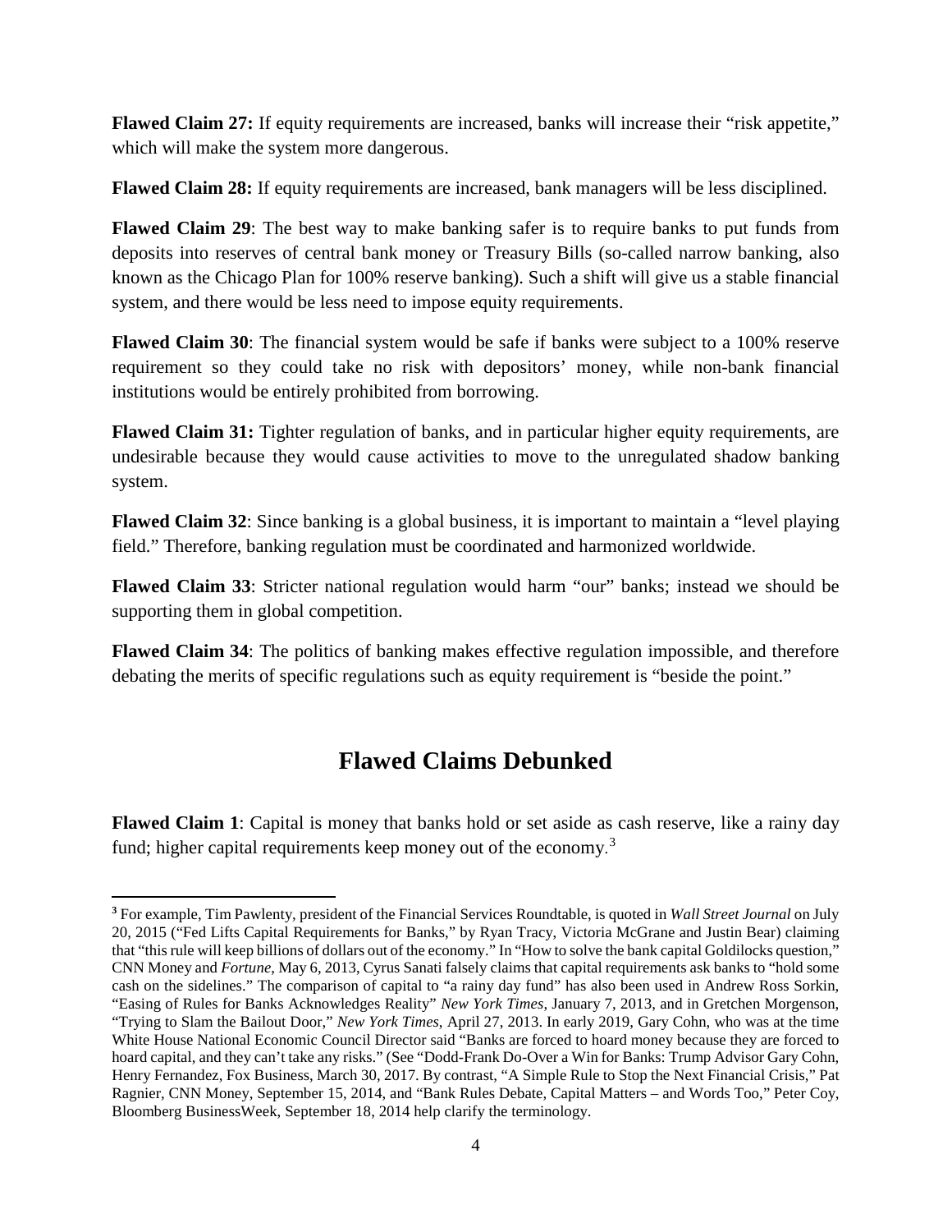**Flawed Claim 27:** If equity requirements are increased, banks will increase their "risk appetite," which will make the system more dangerous.

**Flawed Claim 28:** If equity requirements are increased, bank managers will be less disciplined.

**Flawed Claim 29**: The best way to make banking safer is to require banks to put funds from deposits into reserves of central bank money or Treasury Bills (so-called narrow banking, also known as the Chicago Plan for 100% reserve banking). Such a shift will give us a stable financial system, and there would be less need to impose equity requirements.

**Flawed Claim 30**: The financial system would be safe if banks were subject to a 100% reserve requirement so they could take no risk with depositors' money, while non-bank financial institutions would be entirely prohibited from borrowing.

**Flawed Claim 31:** Tighter regulation of banks, and in particular higher equity requirements, are undesirable because they would cause activities to move to the unregulated shadow banking system.

**Flawed Claim 32**: Since banking is a global business, it is important to maintain a "level playing field." Therefore, banking regulation must be coordinated and harmonized worldwide.

**Flawed Claim 33**: Stricter national regulation would harm "our" banks; instead we should be supporting them in global competition.

**Flawed Claim 34**: The politics of banking makes effective regulation impossible, and therefore debating the merits of specific regulations such as equity requirement is "beside the point."

## Flawed Claims Debunked

**Flawed Claim 1**: Capital is money that banks hold or set aside as cash reserve, like a rainy day fund; higher capital requirements keep money out of the economy.[3]

[3] For example, Tim Pawlenty, president of the Financial Services Roundtable, is quoted in *Wall Street Journal* on July 20, 2015 ("Fed Lifts Capital Requirements for Banks," by Ryan Tracy, Victoria McGrane and Justin Bear) claiming that "this rule will keep billions of dollars out of the economy." In "How to solve the bank capital Goldilocks question," CNN Money and *Fortune*, May 6, 2013, Cyrus Sanati falsely claims that capital requirements ask banks to "hold some cash on the sidelines." The comparison of capital to "a rainy day fund" has also been used in Andrew Ross Sorkin, "Easing of Rules for Banks Acknowledges Reality" *New York Times*, January 7, 2013, and in Gretchen Morgenson, "Trying to Slam the Bailout Door," *New York Times*, April 27, 2013. In early 2019, Gary Cohn, who was at the time White House National Economic Council Director said "Banks are forced to hoard money because they are forced to hoard capital, and they can't take any risks." (See "Dodd-Frank Do-Over a Win for Banks: Trump Advisor Gary Cohn, Henry Fernandez, Fox Business, March 30, 2017. By contrast, "A Simple Rule to Stop the Next Financial Crisis," Pat Ragnier, CNN Money, September 15, 2014, and "Bank Rules Debate, Capital Matters – and Words Too," Peter Coy, Bloomberg BusinessWeek, September 18, 2014 help clarify the terminology.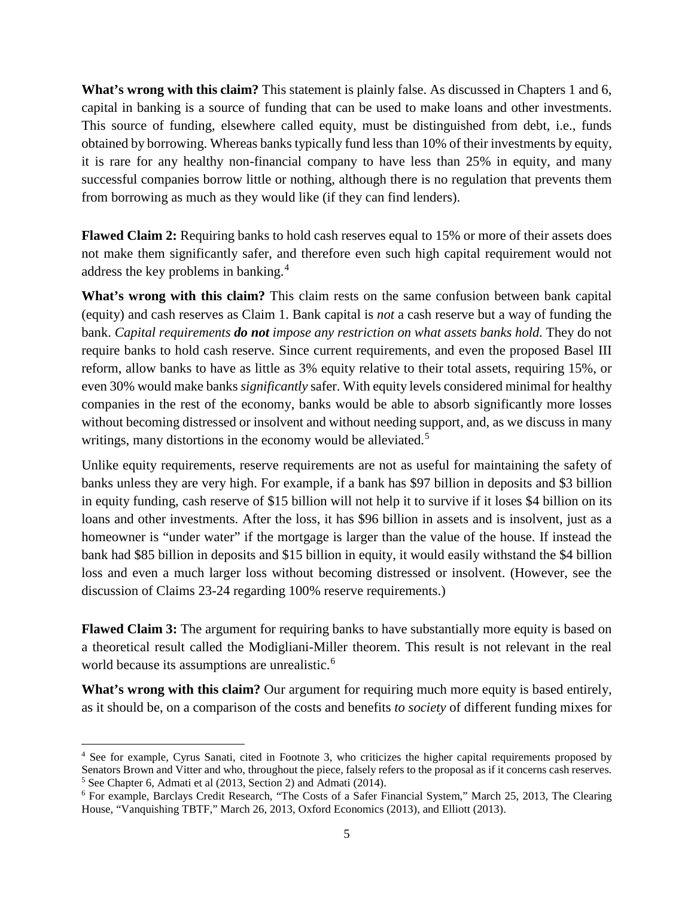**What's wrong with this claim?** This statement is plainly false. As discussed in Chapters 1 and 6, capital in banking is a source of funding that can be used to make loans and other investments. This source of funding, elsewhere called equity, must be distinguished from debt, i.e., funds obtained by borrowing. Whereas banks typically fund less than 10% of their investments by equity, it is rare for any healthy non-financial company to have less than 25% in equity, and many successful companies borrow little or nothing, although there is no regulation that prevents them from borrowing as much as they would like (if they can find lenders).

**Flawed Claim 2:** Requiring banks to hold cash reserves equal to 15% or more of their assets does not make them significantly safer, and therefore even such high capital requirement would not address the key problems in banking.[4]

**What's wrong with this claim?** This claim rests on the same confusion between bank capital (equity) and cash reserves as Claim 1. Bank capital is *not* a cash reserve but a way of funding the bank. *Capital requirements* ***do not*** *impose any restriction on what assets banks hold.* They do not require banks to hold cash reserve. Since current requirements, and even the proposed Basel III reform, allow banks to have as little as 3% equity relative to their total assets, requiring 15%, or even 30% would make banks *significantly* safer. With equity levels considered minimal for healthy companies in the rest of the economy, banks would be able to absorb significantly more losses without becoming distressed or insolvent and without needing support, and, as we discuss in many writings, many distortions in the economy would be alleviated.[5]

Unlike equity requirements, reserve requirements are not as useful for maintaining the safety of banks unless they are very high. For example, if a bank has $97 billion in deposits and $3 billion in equity funding, cash reserve of $15 billion will not help it to survive if it loses $4 billion on its loans and other investments. After the loss, it has $96 billion in assets and is insolvent, just as a homeowner is "under water" if the mortgage is larger than the value of the house. If instead the bank had $85 billion in deposits and $15 billion in equity, it would easily withstand the $4 billion loss and even a much larger loss without becoming distressed or insolvent. (However, see the discussion of Claims 23-24 regarding 100% reserve requirements.)

**Flawed Claim 3:** The argument for requiring banks to have substantially more equity is based on a theoretical result called the Modigliani-Miller theorem. This result is not relevant in the real world because its assumptions are unrealistic.[6]

**What's wrong with this claim?** Our argument for requiring much more equity is based entirely, as it should be, on a comparison of the costs and benefits *to society* of different funding mixes for

---

[4] See for example, Cyrus Sanati, cited in Footnote 3, who criticizes the higher capital requirements proposed by Senators Brown and Vitter and who, throughout the piece, falsely refers to the proposal as if it concerns cash reserves.

[5] See Chapter 6, Admati et al (2013, Section 2) and Admati (2014).

[6] For example, Barclays Credit Research, "The Costs of a Safer Financial System," March 25, 2013, The Clearing House, "Vanquishing TBTF," March 26, 2013, Oxford Economics (2013), and Elliott (2013).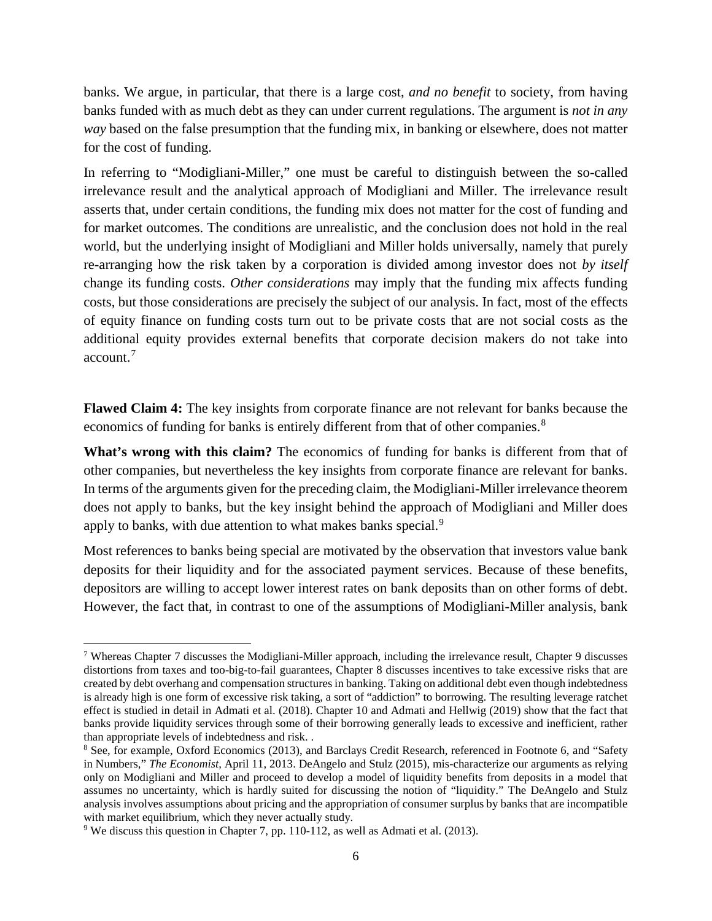banks. We argue, in particular, that there is a large cost, *and no benefit* to society, from having banks funded with as much debt as they can under current regulations. The argument is *not in any way* based on the false presumption that the funding mix, in banking or elsewhere, does not matter for the cost of funding.

In referring to "Modigliani-Miller," one must be careful to distinguish between the so-called irrelevance result and the analytical approach of Modigliani and Miller. The irrelevance result asserts that, under certain conditions, the funding mix does not matter for the cost of funding and for market outcomes. The conditions are unrealistic, and the conclusion does not hold in the real world, but the underlying insight of Modigliani and Miller holds universally, namely that purely re-arranging how the risk taken by a corporation is divided among investor does not *by itself* change its funding costs. *Other considerations* may imply that the funding mix affects funding costs, but those considerations are precisely the subject of our analysis. In fact, most of the effects of equity finance on funding costs turn out to be private costs that are not social costs as the additional equity provides external benefits that corporate decision makers do not take into account.[7]

**Flawed Claim 4:** The key insights from corporate finance are not relevant for banks because the economics of funding for banks is entirely different from that of other companies.[8]

**What's wrong with this claim?** The economics of funding for banks is different from that of other companies, but nevertheless the key insights from corporate finance are relevant for banks. In terms of the arguments given for the preceding claim, the Modigliani-Miller irrelevance theorem does not apply to banks, but the key insight behind the approach of Modigliani and Miller does apply to banks, with due attention to what makes banks special.[9]

Most references to banks being special are motivated by the observation that investors value bank deposits for their liquidity and for the associated payment services. Because of these benefits, depositors are willing to accept lower interest rates on bank deposits than on other forms of debt. However, the fact that, in contrast to one of the assumptions of Modigliani-Miller analysis, bank

---

[7] Whereas Chapter 7 discusses the Modigliani-Miller approach, including the irrelevance result, Chapter 9 discusses distortions from taxes and too-big-to-fail guarantees, Chapter 8 discusses incentives to take excessive risks that are created by debt overhang and compensation structures in banking. Taking on additional debt even though indebtedness is already high is one form of excessive risk taking, a sort of "addiction" to borrowing. The resulting leverage ratchet effect is studied in detail in Admati et al. (2018). Chapter 10 and Admati and Hellwig (2019) show that the fact that banks provide liquidity services through some of their borrowing generally leads to excessive and inefficient, rather than appropriate levels of indebtedness and risk. .

[8] See, for example, Oxford Economics (2013), and Barclays Credit Research, referenced in Footnote 6, and "Safety in Numbers," *The Economist*, April 11, 2013. DeAngelo and Stulz (2015), mis-characterize our arguments as relying only on Modigliani and Miller and proceed to develop a model of liquidity benefits from deposits in a model that assumes no uncertainty, which is hardly suited for discussing the notion of "liquidity." The DeAngelo and Stulz analysis involves assumptions about pricing and the appropriation of consumer surplus by banks that are incompatible with market equilibrium, which they never actually study.

[9] We discuss this question in Chapter 7, pp. 110-112, as well as Admati et al. (2013).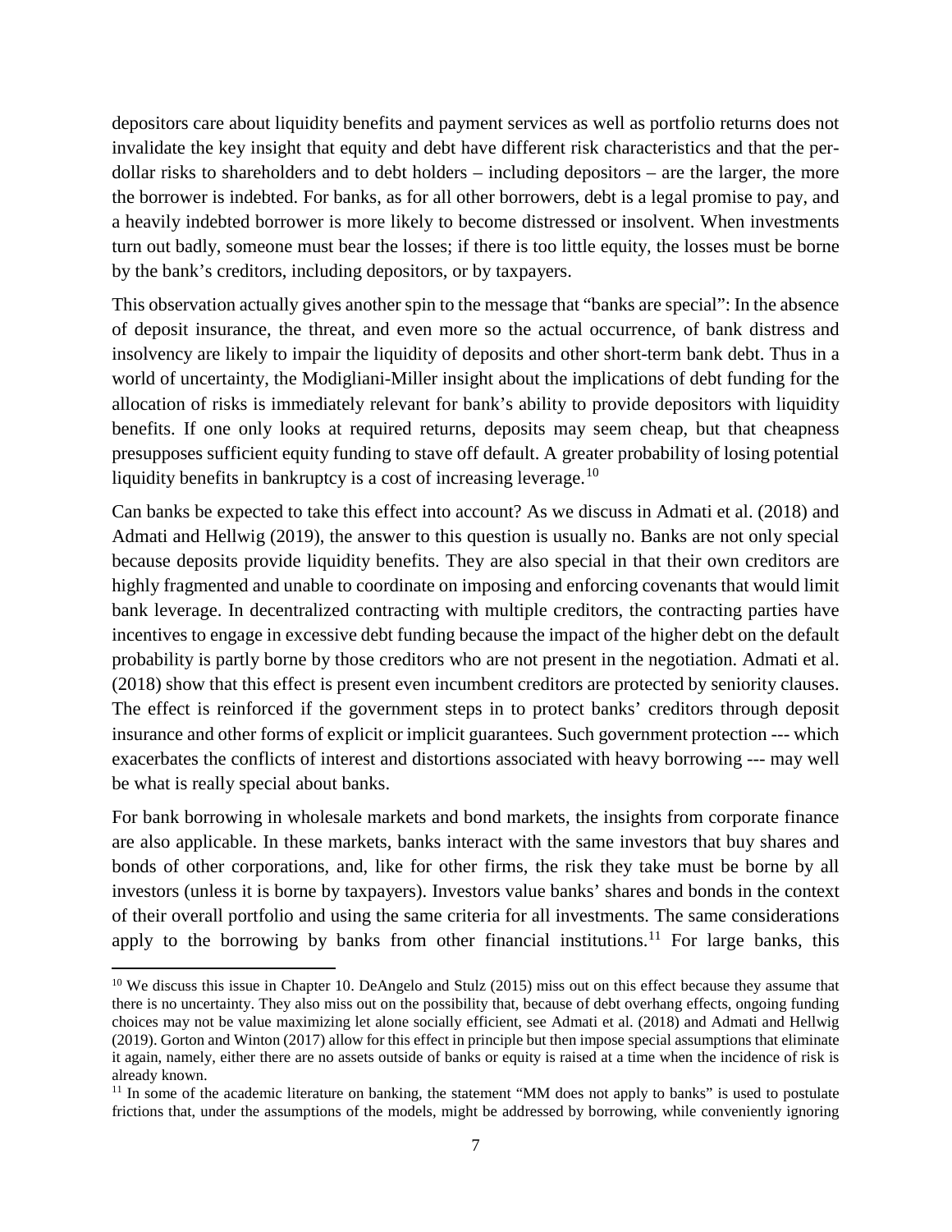depositors care about liquidity benefits and payment services as well as portfolio returns does not invalidate the key insight that equity and debt have different risk characteristics and that the per-dollar risks to shareholders and to debt holders – including depositors – are the larger, the more the borrower is indebted. For banks, as for all other borrowers, debt is a legal promise to pay, and a heavily indebted borrower is more likely to become distressed or insolvent. When investments turn out badly, someone must bear the losses; if there is too little equity, the losses must be borne by the bank's creditors, including depositors, or by taxpayers.

This observation actually gives another spin to the message that "banks are special": In the absence of deposit insurance, the threat, and even more so the actual occurrence, of bank distress and insolvency are likely to impair the liquidity of deposits and other short-term bank debt. Thus in a world of uncertainty, the Modigliani-Miller insight about the implications of debt funding for the allocation of risks is immediately relevant for bank's ability to provide depositors with liquidity benefits. If one only looks at required returns, deposits may seem cheap, but that cheapness presupposes sufficient equity funding to stave off default. A greater probability of losing potential liquidity benefits in bankruptcy is a cost of increasing leverage.[10]

Can banks be expected to take this effect into account? As we discuss in Admati et al. (2018) and Admati and Hellwig (2019), the answer to this question is usually no. Banks are not only special because deposits provide liquidity benefits. They are also special in that their own creditors are highly fragmented and unable to coordinate on imposing and enforcing covenants that would limit bank leverage. In decentralized contracting with multiple creditors, the contracting parties have incentives to engage in excessive debt funding because the impact of the higher debt on the default probability is partly borne by those creditors who are not present in the negotiation. Admati et al. (2018) show that this effect is present even incumbent creditors are protected by seniority clauses. The effect is reinforced if the government steps in to protect banks' creditors through deposit insurance and other forms of explicit or implicit guarantees. Such government protection --- which exacerbates the conflicts of interest and distortions associated with heavy borrowing --- may well be what is really special about banks.

For bank borrowing in wholesale markets and bond markets, the insights from corporate finance are also applicable. In these markets, banks interact with the same investors that buy shares and bonds of other corporations, and, like for other firms, the risk they take must be borne by all investors (unless it is borne by taxpayers). Investors value banks' shares and bonds in the context of their overall portfolio and using the same criteria for all investments. The same considerations apply to the borrowing by banks from other financial institutions.[11] For large banks, this

---

[10] We discuss this issue in Chapter 10. DeAngelo and Stulz (2015) miss out on this effect because they assume that there is no uncertainty. They also miss out on the possibility that, because of debt overhang effects, ongoing funding choices may not be value maximizing let alone socially efficient, see Admati et al. (2018) and Admati and Hellwig (2019). Gorton and Winton (2017) allow for this effect in principle but then impose special assumptions that eliminate it again, namely, either there are no assets outside of banks or equity is raised at a time when the incidence of risk is already known.

[11] In some of the academic literature on banking, the statement "MM does not apply to banks" is used to postulate frictions that, under the assumptions of the models, might be addressed by borrowing, while conveniently ignoring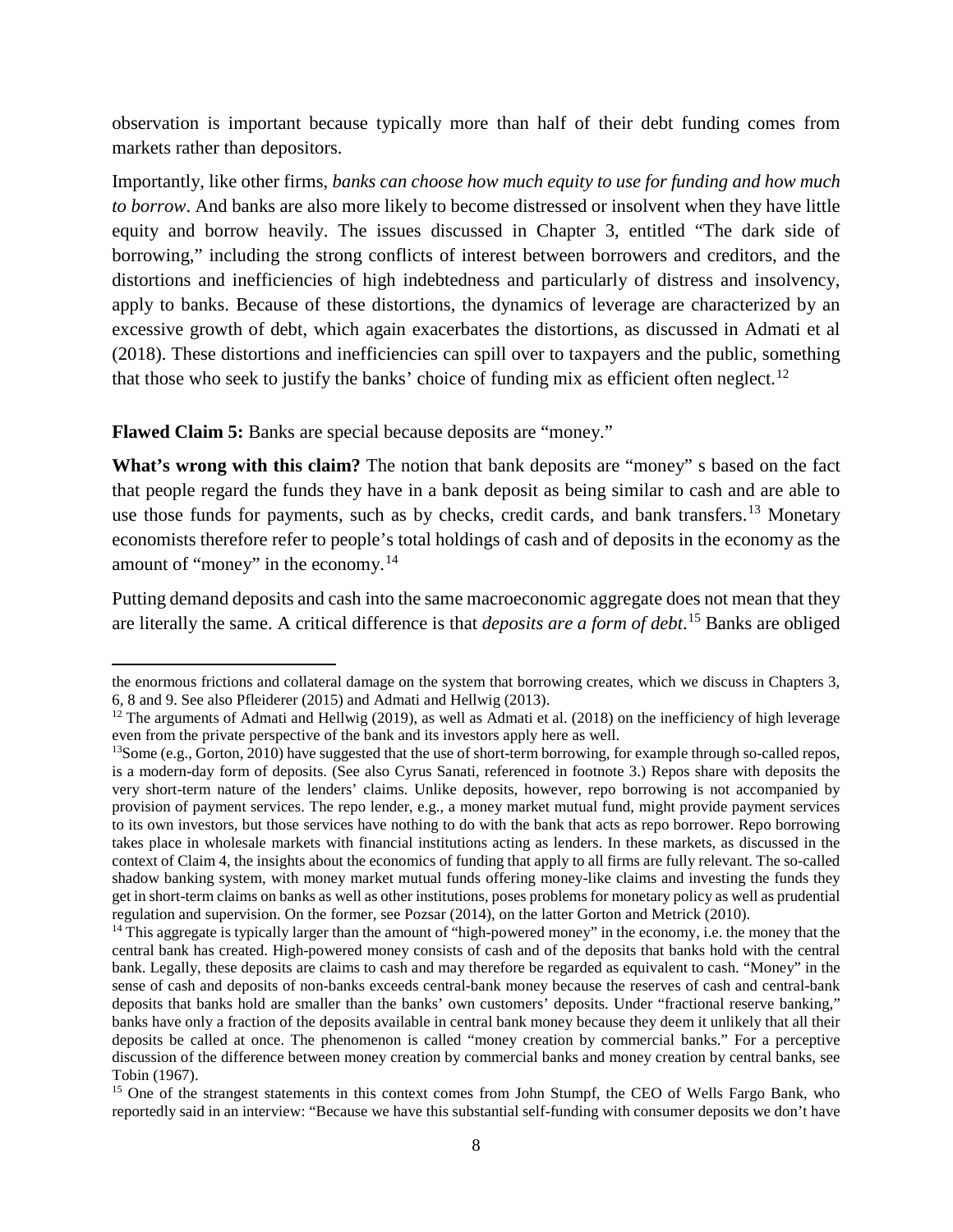observation is important because typically more than half of their debt funding comes from markets rather than depositors.

Importantly, like other firms, *banks can choose how much equity to use for funding and how much to borrow*. And banks are also more likely to become distressed or insolvent when they have little equity and borrow heavily. The issues discussed in Chapter 3, entitled "The dark side of borrowing," including the strong conflicts of interest between borrowers and creditors, and the distortions and inefficiencies of high indebtedness and particularly of distress and insolvency, apply to banks. Because of these distortions, the dynamics of leverage are characterized by an excessive growth of debt, which again exacerbates the distortions, as discussed in Admati et al (2018). These distortions and inefficiencies can spill over to taxpayers and the public, something that those who seek to justify the banks' choice of funding mix as efficient often neglect.[12]

**Flawed Claim 5:** Banks are special because deposits are "money."

**What's wrong with this claim?** The notion that bank deposits are "money" s based on the fact that people regard the funds they have in a bank deposit as being similar to cash and are able to use those funds for payments, such as by checks, credit cards, and bank transfers.[13] Monetary economists therefore refer to people's total holdings of cash and of deposits in the economy as the amount of "money" in the economy.[14]

Putting demand deposits and cash into the same macroeconomic aggregate does not mean that they are literally the same. A critical difference is that *deposits are a form of debt*.[15] Banks are obliged

---

the enormous frictions and collateral damage on the system that borrowing creates, which we discuss in Chapters 3, 6, 8 and 9. See also Pfleiderer (2015) and Admati and Hellwig (2013).

[12] The arguments of Admati and Hellwig (2019), as well as Admati et al. (2018) on the inefficiency of high leverage even from the private perspective of the bank and its investors apply here as well.

[13] Some (e.g., Gorton, 2010) have suggested that the use of short-term borrowing, for example through so-called repos, is a modern-day form of deposits. (See also Cyrus Sanati, referenced in footnote 3.) Repos share with deposits the very short-term nature of the lenders' claims. Unlike deposits, however, repo borrowing is not accompanied by provision of payment services. The repo lender, e.g., a money market mutual fund, might provide payment services to its own investors, but those services have nothing to do with the bank that acts as repo borrower. Repo borrowing takes place in wholesale markets with financial institutions acting as lenders. In these markets, as discussed in the context of Claim 4, the insights about the economics of funding that apply to all firms are fully relevant. The so-called shadow banking system, with money market mutual funds offering money-like claims and investing the funds they get in short-term claims on banks as well as other institutions, poses problems for monetary policy as well as prudential regulation and supervision. On the former, see Pozsar (2014), on the latter Gorton and Metrick (2010).

[14] This aggregate is typically larger than the amount of "high-powered money" in the economy, i.e. the money that the central bank has created. High-powered money consists of cash and of the deposits that banks hold with the central bank. Legally, these deposits are claims to cash and may therefore be regarded as equivalent to cash. "Money" in the sense of cash and deposits of non-banks exceeds central-bank money because the reserves of cash and central-bank deposits that banks hold are smaller than the banks' own customers' deposits. Under "fractional reserve banking," banks have only a fraction of the deposits available in central bank money because they deem it unlikely that all their deposits be called at once. The phenomenon is called "money creation by commercial banks." For a perceptive discussion of the difference between money creation by commercial banks and money creation by central banks, see Tobin (1967).

[15] One of the strangest statements in this context comes from John Stumpf, the CEO of Wells Fargo Bank, who reportedly said in an interview: "Because we have this substantial self-funding with consumer deposits we don't have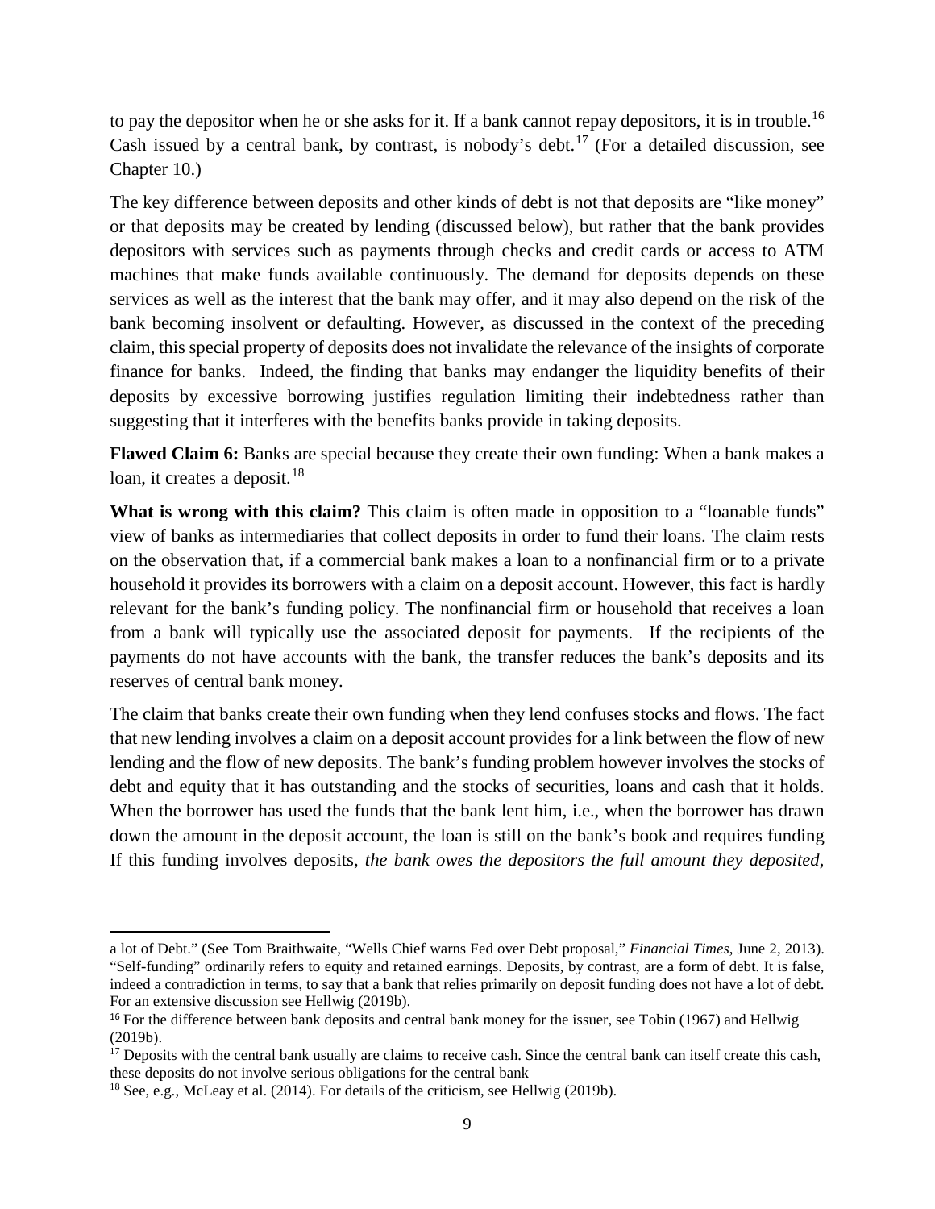to pay the depositor when he or she asks for it. If a bank cannot repay depositors, it is in trouble.[16] Cash issued by a central bank, by contrast, is nobody's debt.[17] (For a detailed discussion, see Chapter 10.)

The key difference between deposits and other kinds of debt is not that deposits are "like money" or that deposits may be created by lending (discussed below), but rather that the bank provides depositors with services such as payments through checks and credit cards or access to ATM machines that make funds available continuously. The demand for deposits depends on these services as well as the interest that the bank may offer, and it may also depend on the risk of the bank becoming insolvent or defaulting. However, as discussed in the context of the preceding claim, this special property of deposits does not invalidate the relevance of the insights of corporate finance for banks. Indeed, the finding that banks may endanger the liquidity benefits of their deposits by excessive borrowing justifies regulation limiting their indebtedness rather than suggesting that it interferes with the benefits banks provide in taking deposits.

**Flawed Claim 6:** Banks are special because they create their own funding: When a bank makes a loan, it creates a deposit.[18]

**What is wrong with this claim?** This claim is often made in opposition to a "loanable funds" view of banks as intermediaries that collect deposits in order to fund their loans. The claim rests on the observation that, if a commercial bank makes a loan to a nonfinancial firm or to a private household it provides its borrowers with a claim on a deposit account. However, this fact is hardly relevant for the bank's funding policy. The nonfinancial firm or household that receives a loan from a bank will typically use the associated deposit for payments. If the recipients of the payments do not have accounts with the bank, the transfer reduces the bank's deposits and its reserves of central bank money.

The claim that banks create their own funding when they lend confuses stocks and flows. The fact that new lending involves a claim on a deposit account provides for a link between the flow of new lending and the flow of new deposits. The bank's funding problem however involves the stocks of debt and equity that it has outstanding and the stocks of securities, loans and cash that it holds. When the borrower has used the funds that the bank lent him, i.e., when the borrower has drawn down the amount in the deposit account, the loan is still on the bank's book and requires funding If this funding involves deposits, *the bank owes the depositors the full amount they deposited,*

---

a lot of Debt." (See Tom Braithwaite, "Wells Chief warns Fed over Debt proposal," *Financial Times*, June 2, 2013). "Self-funding" ordinarily refers to equity and retained earnings. Deposits, by contrast, are a form of debt. It is false, indeed a contradiction in terms, to say that a bank that relies primarily on deposit funding does not have a lot of debt. For an extensive discussion see Hellwig (2019b).

[16] For the difference between bank deposits and central bank money for the issuer, see Tobin (1967) and Hellwig (2019b).

[17] Deposits with the central bank usually are claims to receive cash. Since the central bank can itself create this cash, these deposits do not involve serious obligations for the central bank

[18] See, e.g., McLeay et al. (2014). For details of the criticism, see Hellwig (2019b).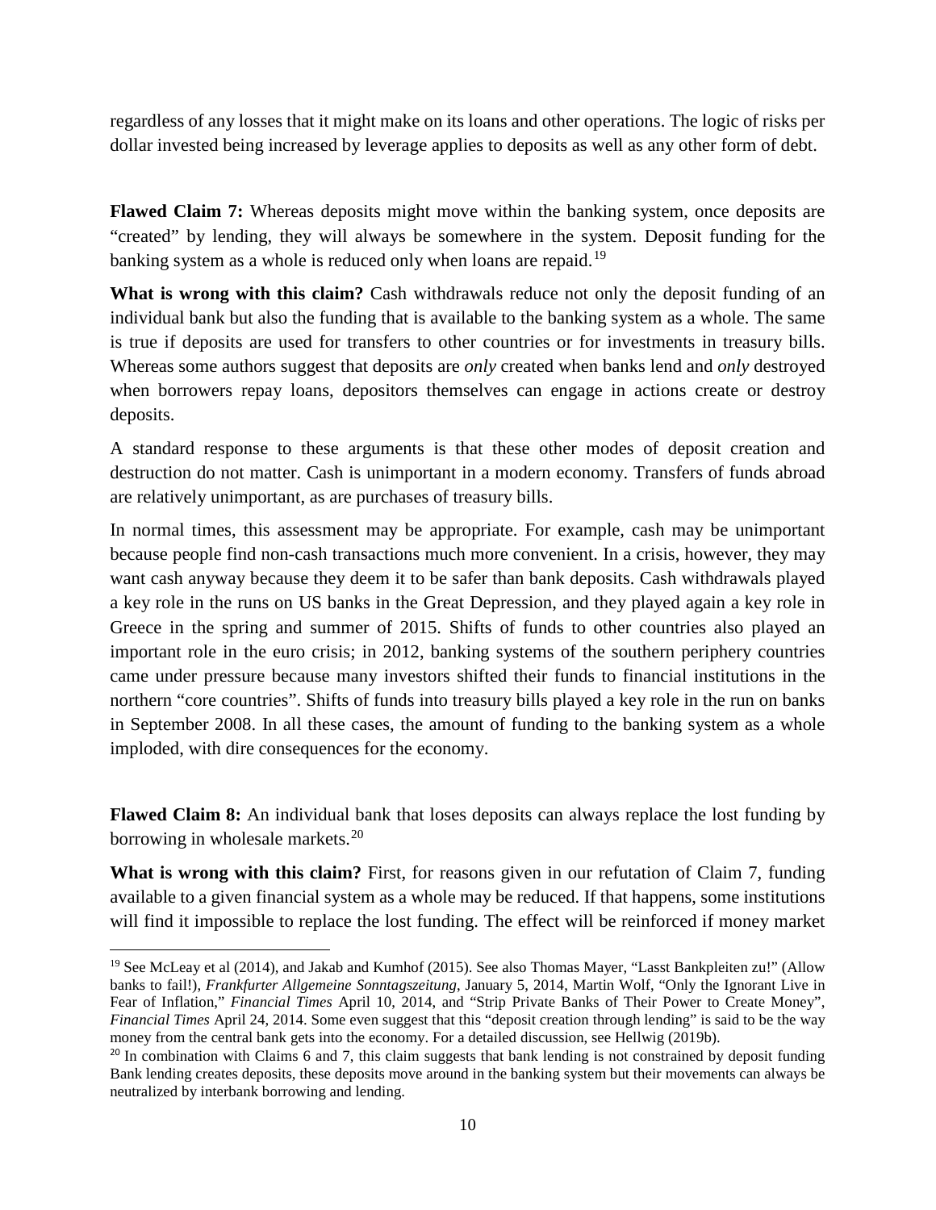regardless of any losses that it might make on its loans and other operations. The logic of risks per dollar invested being increased by leverage applies to deposits as well as any other form of debt.

**Flawed Claim 7:** Whereas deposits might move within the banking system, once deposits are "created" by lending, they will always be somewhere in the system. Deposit funding for the banking system as a whole is reduced only when loans are repaid.[19]

**What is wrong with this claim?** Cash withdrawals reduce not only the deposit funding of an individual bank but also the funding that is available to the banking system as a whole. The same is true if deposits are used for transfers to other countries or for investments in treasury bills. Whereas some authors suggest that deposits are *only* created when banks lend and *only* destroyed when borrowers repay loans, depositors themselves can engage in actions create or destroy deposits.

A standard response to these arguments is that these other modes of deposit creation and destruction do not matter. Cash is unimportant in a modern economy. Transfers of funds abroad are relatively unimportant, as are purchases of treasury bills.

In normal times, this assessment may be appropriate. For example, cash may be unimportant because people find non-cash transactions much more convenient. In a crisis, however, they may want cash anyway because they deem it to be safer than bank deposits. Cash withdrawals played a key role in the runs on US banks in the Great Depression, and they played again a key role in Greece in the spring and summer of 2015. Shifts of funds to other countries also played an important role in the euro crisis; in 2012, banking systems of the southern periphery countries came under pressure because many investors shifted their funds to financial institutions in the northern "core countries". Shifts of funds into treasury bills played a key role in the run on banks in September 2008. In all these cases, the amount of funding to the banking system as a whole imploded, with dire consequences for the economy.

**Flawed Claim 8:** An individual bank that loses deposits can always replace the lost funding by borrowing in wholesale markets.[20]

**What is wrong with this claim?** First, for reasons given in our refutation of Claim 7, funding available to a given financial system as a whole may be reduced. If that happens, some institutions will find it impossible to replace the lost funding. The effect will be reinforced if money market

---

[19] See McLeay et al (2014), and Jakab and Kumhof (2015). See also Thomas Mayer, "Lasst Bankpleiten zu!" (Allow banks to fail!), *Frankfurter Allgemeine Sonntagszeitung*, January 5, 2014, Martin Wolf, "Only the Ignorant Live in Fear of Inflation," *Financial Times* April 10, 2014, and "Strip Private Banks of Their Power to Create Money", *Financial Times* April 24, 2014. Some even suggest that this "deposit creation through lending" is said to be the way money from the central bank gets into the economy. For a detailed discussion, see Hellwig (2019b).

[20] In combination with Claims 6 and 7, this claim suggests that bank lending is not constrained by deposit funding Bank lending creates deposits, these deposits move around in the banking system but their movements can always be neutralized by interbank borrowing and lending.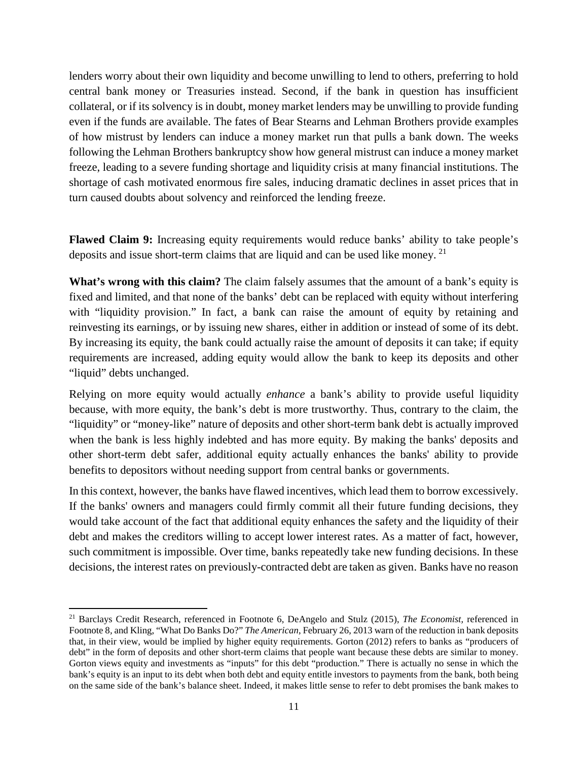lenders worry about their own liquidity and become unwilling to lend to others, preferring to hold central bank money or Treasuries instead. Second, if the bank in question has insufficient collateral, or if its solvency is in doubt, money market lenders may be unwilling to provide funding even if the funds are available. The fates of Bear Stearns and Lehman Brothers provide examples of how mistrust by lenders can induce a money market run that pulls a bank down. The weeks following the Lehman Brothers bankruptcy show how general mistrust can induce a money market freeze, leading to a severe funding shortage and liquidity crisis at many financial institutions. The shortage of cash motivated enormous fire sales, inducing dramatic declines in asset prices that in turn caused doubts about solvency and reinforced the lending freeze.

**Flawed Claim 9:** Increasing equity requirements would reduce banks' ability to take people's deposits and issue short-term claims that are liquid and can be used like money. [21]

**What's wrong with this claim?** The claim falsely assumes that the amount of a bank's equity is fixed and limited, and that none of the banks' debt can be replaced with equity without interfering with "liquidity provision." In fact, a bank can raise the amount of equity by retaining and reinvesting its earnings, or by issuing new shares, either in addition or instead of some of its debt. By increasing its equity, the bank could actually raise the amount of deposits it can take; if equity requirements are increased, adding equity would allow the bank to keep its deposits and other "liquid" debts unchanged.

Relying on more equity would actually *enhance* a bank's ability to provide useful liquidity because, with more equity, the bank's debt is more trustworthy. Thus, contrary to the claim, the "liquidity" or "money-like" nature of deposits and other short-term bank debt is actually improved when the bank is less highly indebted and has more equity. By making the banks' deposits and other short-term debt safer, additional equity actually enhances the banks' ability to provide benefits to depositors without needing support from central banks or governments.

In this context, however, the banks have flawed incentives, which lead them to borrow excessively. If the banks' owners and managers could firmly commit all their future funding decisions, they would take account of the fact that additional equity enhances the safety and the liquidity of their debt and makes the creditors willing to accept lower interest rates. As a matter of fact, however, such commitment is impossible. Over time, banks repeatedly take new funding decisions. In these decisions, the interest rates on previously-contracted debt are taken as given. Banks have no reason

[21] Barclays Credit Research, referenced in Footnote 6, DeAngelo and Stulz (2015), *The Economist*, referenced in Footnote 8, and Kling, "What Do Banks Do?" *The American*, February 26, 2013 warn of the reduction in bank deposits that, in their view, would be implied by higher equity requirements. Gorton (2012) refers to banks as "producers of debt" in the form of deposits and other short-term claims that people want because these debts are similar to money. Gorton views equity and investments as "inputs" for this debt "production." There is actually no sense in which the bank's equity is an input to its debt when both debt and equity entitle investors to payments from the bank, both being on the same side of the bank's balance sheet. Indeed, it makes little sense to refer to debt promises the bank makes to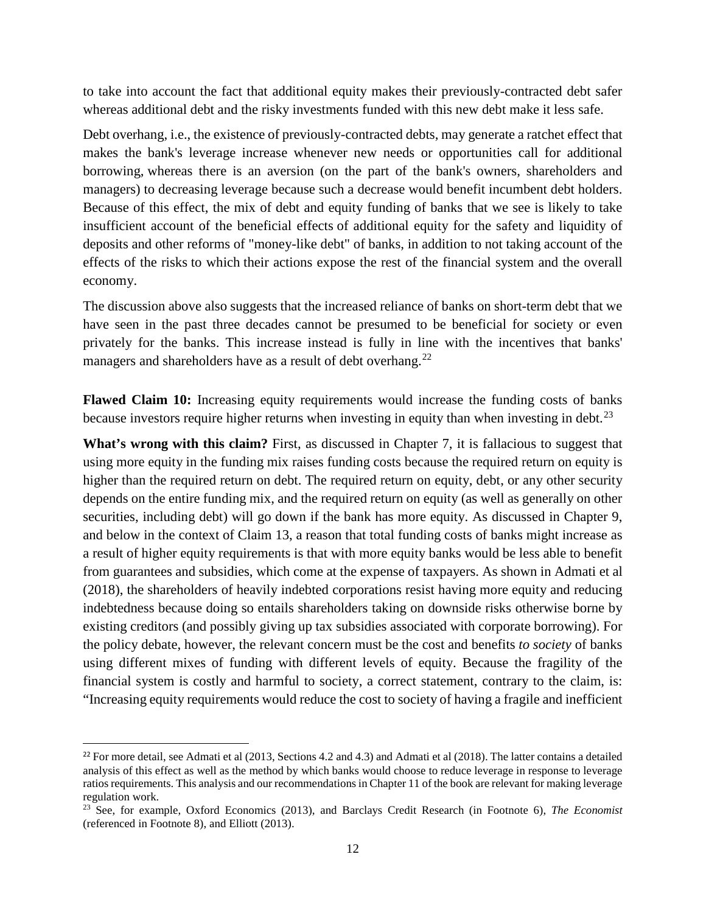to take into account the fact that additional equity makes their previously-contracted debt safer whereas additional debt and the risky investments funded with this new debt make it less safe.

Debt overhang, i.e., the existence of previously-contracted debts, may generate a ratchet effect that makes the bank's leverage increase whenever new needs or opportunities call for additional borrowing, whereas there is an aversion (on the part of the bank's owners, shareholders and managers) to decreasing leverage because such a decrease would benefit incumbent debt holders. Because of this effect, the mix of debt and equity funding of banks that we see is likely to take insufficient account of the beneficial effects of additional equity for the safety and liquidity of deposits and other reforms of "money-like debt" of banks, in addition to not taking account of the effects of the risks to which their actions expose the rest of the financial system and the overall economy.

The discussion above also suggests that the increased reliance of banks on short-term debt that we have seen in the past three decades cannot be presumed to be beneficial for society or even privately for the banks. This increase instead is fully in line with the incentives that banks' managers and shareholders have as a result of debt overhang.[22]

**Flawed Claim 10:** Increasing equity requirements would increase the funding costs of banks because investors require higher returns when investing in equity than when investing in debt.[23]

**What's wrong with this claim?** First, as discussed in Chapter 7, it is fallacious to suggest that using more equity in the funding mix raises funding costs because the required return on equity is higher than the required return on debt. The required return on equity, debt, or any other security depends on the entire funding mix, and the required return on equity (as well as generally on other securities, including debt) will go down if the bank has more equity. As discussed in Chapter 9, and below in the context of Claim 13, a reason that total funding costs of banks might increase as a result of higher equity requirements is that with more equity banks would be less able to benefit from guarantees and subsidies, which come at the expense of taxpayers. As shown in Admati et al (2018), the shareholders of heavily indebted corporations resist having more equity and reducing indebtedness because doing so entails shareholders taking on downside risks otherwise borne by existing creditors (and possibly giving up tax subsidies associated with corporate borrowing). For the policy debate, however, the relevant concern must be the cost and benefits *to society* of banks using different mixes of funding with different levels of equity. Because the fragility of the financial system is costly and harmful to society, a correct statement, contrary to the claim, is: "Increasing equity requirements would reduce the cost to society of having a fragile and inefficient

---

[22] For more detail, see Admati et al (2013, Sections 4.2 and 4.3) and Admati et al (2018). The latter contains a detailed analysis of this effect as well as the method by which banks would choose to reduce leverage in response to leverage ratios requirements. This analysis and our recommendations in Chapter 11 of the book are relevant for making leverage regulation work.

[23] See, for example, Oxford Economics (2013), and Barclays Credit Research (in Footnote 6), *The Economist* (referenced in Footnote 8), and Elliott (2013).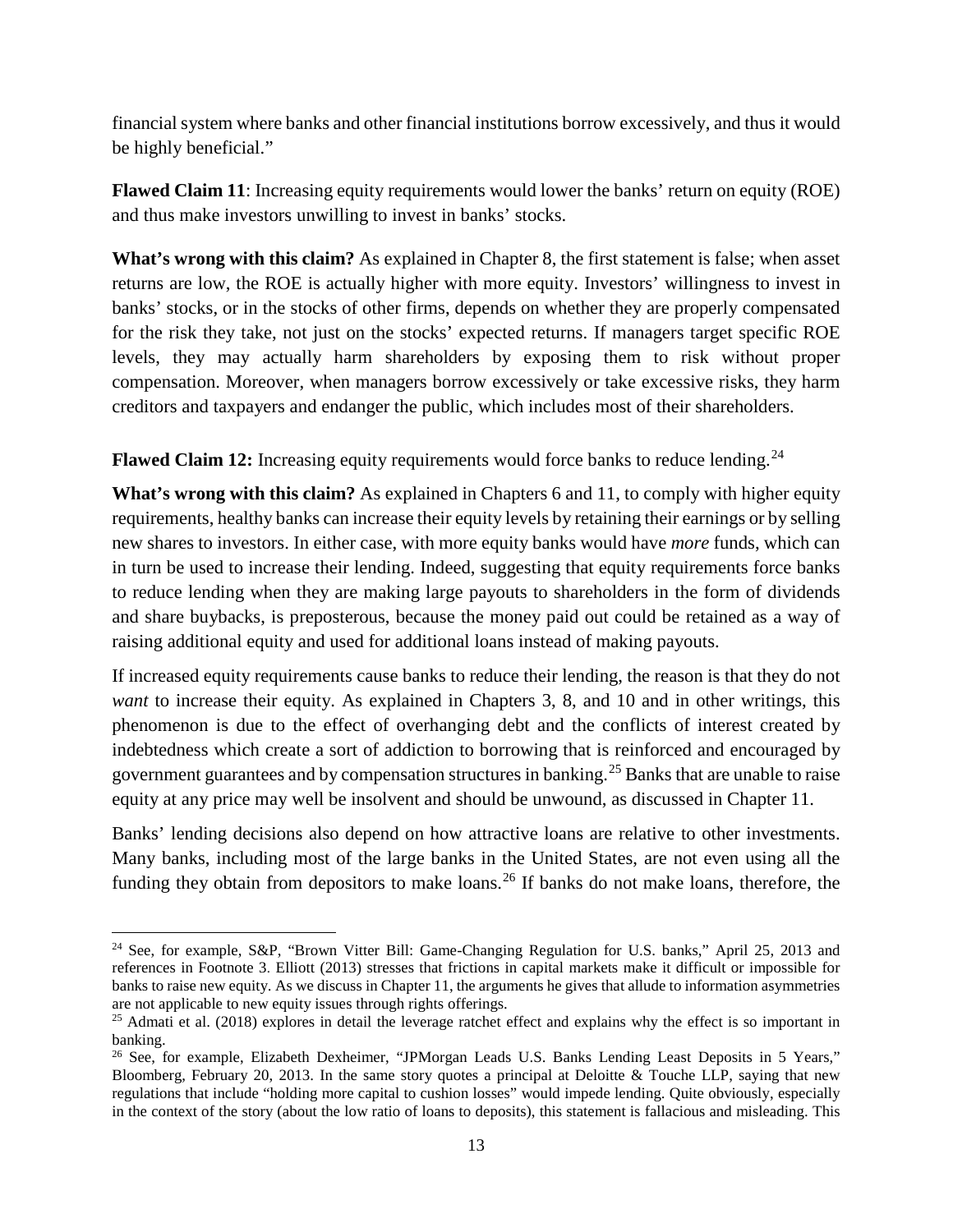financial system where banks and other financial institutions borrow excessively, and thus it would be highly beneficial."

**Flawed Claim 11**: Increasing equity requirements would lower the banks' return on equity (ROE) and thus make investors unwilling to invest in banks' stocks.

**What's wrong with this claim?** As explained in Chapter 8, the first statement is false; when asset returns are low, the ROE is actually higher with more equity. Investors' willingness to invest in banks' stocks, or in the stocks of other firms, depends on whether they are properly compensated for the risk they take, not just on the stocks' expected returns. If managers target specific ROE levels, they may actually harm shareholders by exposing them to risk without proper compensation. Moreover, when managers borrow excessively or take excessive risks, they harm creditors and taxpayers and endanger the public, which includes most of their shareholders.

**Flawed Claim 12:** Increasing equity requirements would force banks to reduce lending.[24]

**What's wrong with this claim?** As explained in Chapters 6 and 11, to comply with higher equity requirements, healthy banks can increase their equity levels by retaining their earnings or by selling new shares to investors. In either case, with more equity banks would have *more* funds, which can in turn be used to increase their lending. Indeed, suggesting that equity requirements force banks to reduce lending when they are making large payouts to shareholders in the form of dividends and share buybacks, is preposterous, because the money paid out could be retained as a way of raising additional equity and used for additional loans instead of making payouts.

If increased equity requirements cause banks to reduce their lending, the reason is that they do not *want* to increase their equity. As explained in Chapters 3, 8, and 10 and in other writings, this phenomenon is due to the effect of overhanging debt and the conflicts of interest created by indebtedness which create a sort of addiction to borrowing that is reinforced and encouraged by government guarantees and by compensation structures in banking.[25] Banks that are unable to raise equity at any price may well be insolvent and should be unwound, as discussed in Chapter 11.

Banks' lending decisions also depend on how attractive loans are relative to other investments. Many banks, including most of the large banks in the United States, are not even using all the funding they obtain from depositors to make loans.[26] If banks do not make loans, therefore, the

---

[24] See, for example, S&P, "Brown Vitter Bill: Game-Changing Regulation for U.S. banks," April 25, 2013 and references in Footnote 3. Elliott (2013) stresses that frictions in capital markets make it difficult or impossible for banks to raise new equity. As we discuss in Chapter 11, the arguments he gives that allude to information asymmetries are not applicable to new equity issues through rights offerings.

[25] Admati et al. (2018) explores in detail the leverage ratchet effect and explains why the effect is so important in banking.

[26] See, for example, Elizabeth Dexheimer, "JPMorgan Leads U.S. Banks Lending Least Deposits in 5 Years," Bloomberg, February 20, 2013. In the same story quotes a principal at Deloitte & Touche LLP, saying that new regulations that include "holding more capital to cushion losses" would impede lending. Quite obviously, especially in the context of the story (about the low ratio of loans to deposits), this statement is fallacious and misleading. This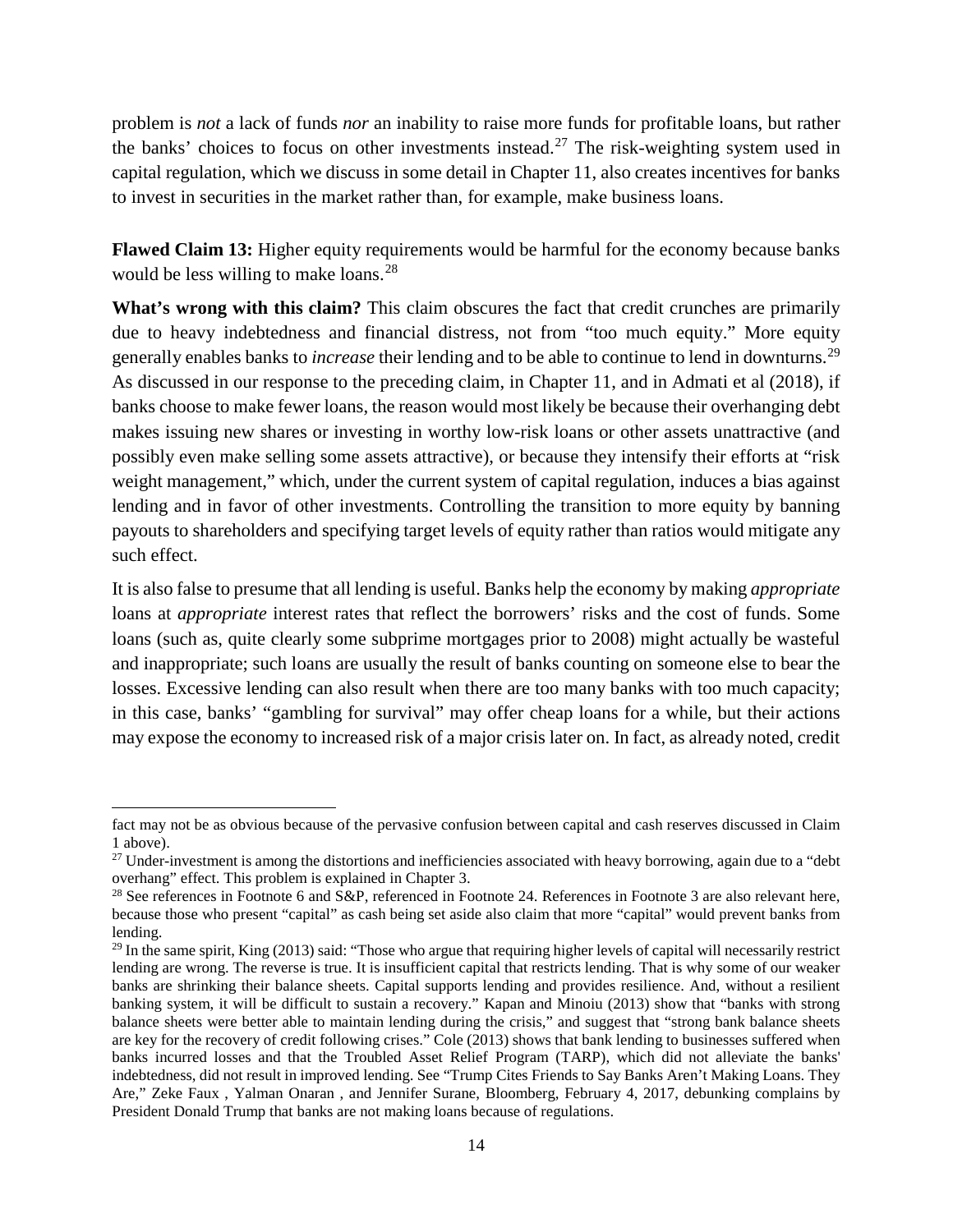problem is *not* a lack of funds *nor* an inability to raise more funds for profitable loans, but rather the banks' choices to focus on other investments instead.[27] The risk-weighting system used in capital regulation, which we discuss in some detail in Chapter 11, also creates incentives for banks to invest in securities in the market rather than, for example, make business loans.

**Flawed Claim 13:** Higher equity requirements would be harmful for the economy because banks would be less willing to make loans.[28]

**What's wrong with this claim?** This claim obscures the fact that credit crunches are primarily due to heavy indebtedness and financial distress, not from "too much equity." More equity generally enables banks to *increase* their lending and to be able to continue to lend in downturns.[29] As discussed in our response to the preceding claim, in Chapter 11, and in Admati et al (2018), if banks choose to make fewer loans, the reason would most likely be because their overhanging debt makes issuing new shares or investing in worthy low-risk loans or other assets unattractive (and possibly even make selling some assets attractive), or because they intensify their efforts at "risk weight management," which, under the current system of capital regulation, induces a bias against lending and in favor of other investments. Controlling the transition to more equity by banning payouts to shareholders and specifying target levels of equity rather than ratios would mitigate any such effect.

It is also false to presume that all lending is useful. Banks help the economy by making *appropriate* loans at *appropriate* interest rates that reflect the borrowers' risks and the cost of funds. Some loans (such as, quite clearly some subprime mortgages prior to 2008) might actually be wasteful and inappropriate; such loans are usually the result of banks counting on someone else to bear the losses. Excessive lending can also result when there are too many banks with too much capacity; in this case, banks' "gambling for survival" may offer cheap loans for a while, but their actions may expose the economy to increased risk of a major crisis later on. In fact, as already noted, credit

---

fact may not be as obvious because of the pervasive confusion between capital and cash reserves discussed in Claim 1 above).

[27] Under-investment is among the distortions and inefficiencies associated with heavy borrowing, again due to a "debt overhang" effect. This problem is explained in Chapter 3.

[28] See references in Footnote 6 and S&P, referenced in Footnote 24. References in Footnote 3 are also relevant here, because those who present "capital" as cash being set aside also claim that more "capital" would prevent banks from lending.

[29] In the same spirit, King (2013) said: "Those who argue that requiring higher levels of capital will necessarily restrict lending are wrong. The reverse is true. It is insufficient capital that restricts lending. That is why some of our weaker banks are shrinking their balance sheets. Capital supports lending and provides resilience. And, without a resilient banking system, it will be difficult to sustain a recovery." Kapan and Minoiu (2013) show that "banks with strong balance sheets were better able to maintain lending during the crisis," and suggest that "strong bank balance sheets are key for the recovery of credit following crises." Cole (2013) shows that bank lending to businesses suffered when banks incurred losses and that the Troubled Asset Relief Program (TARP), which did not alleviate the banks' indebtedness, did not result in improved lending. See "Trump Cites Friends to Say Banks Aren't Making Loans. They Are," Zeke Faux , Yalman Onaran , and Jennifer Surane, Bloomberg, February 4, 2017, debunking complains by President Donald Trump that banks are not making loans because of regulations.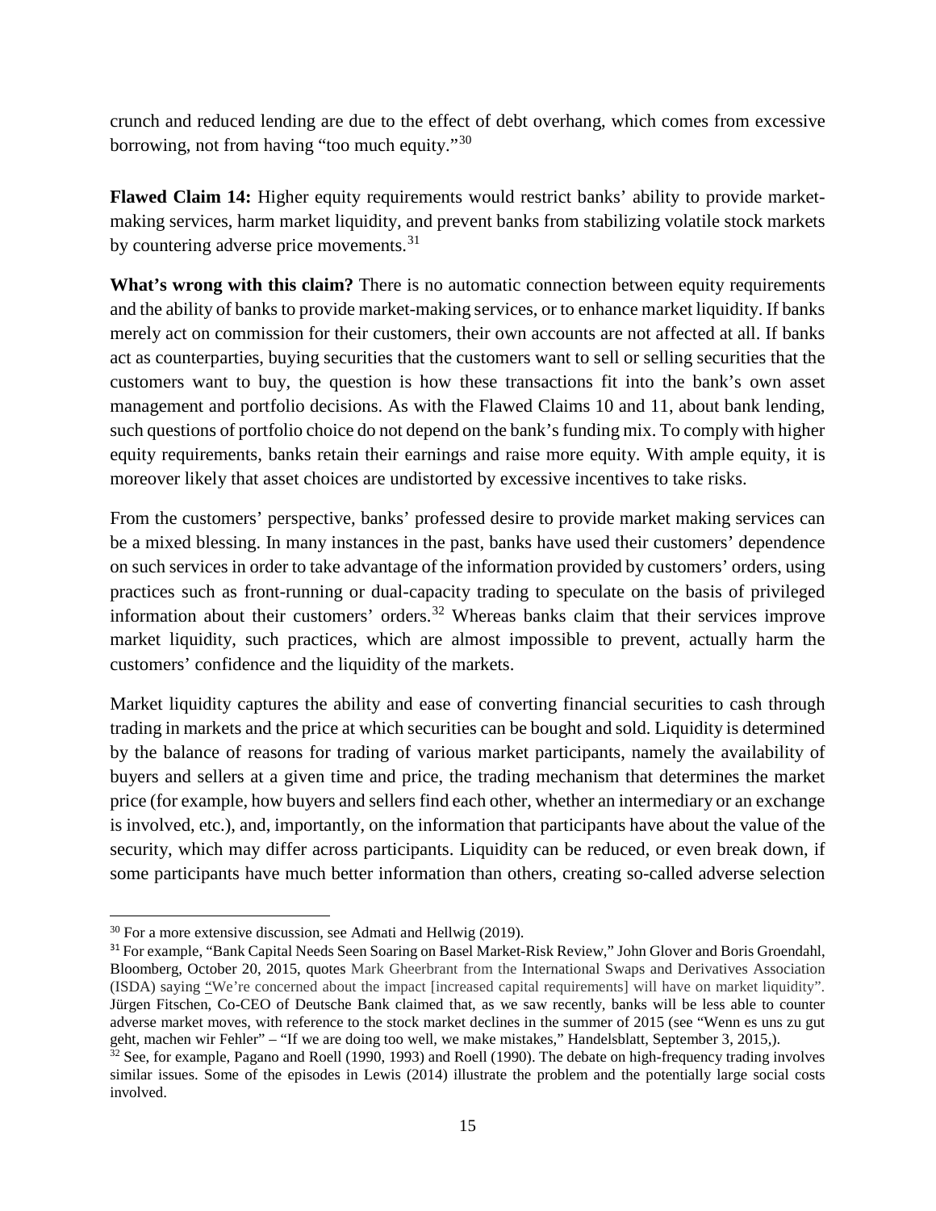crunch and reduced lending are due to the effect of debt overhang, which comes from excessive borrowing, not from having "too much equity."[30]

**Flawed Claim 14:** Higher equity requirements would restrict banks' ability to provide market-making services, harm market liquidity, and prevent banks from stabilizing volatile stock markets by countering adverse price movements.[31]

**What's wrong with this claim?** There is no automatic connection between equity requirements and the ability of banks to provide market-making services, or to enhance market liquidity. If banks merely act on commission for their customers, their own accounts are not affected at all. If banks act as counterparties, buying securities that the customers want to sell or selling securities that the customers want to buy, the question is how these transactions fit into the bank's own asset management and portfolio decisions. As with the Flawed Claims 10 and 11, about bank lending, such questions of portfolio choice do not depend on the bank's funding mix. To comply with higher equity requirements, banks retain their earnings and raise more equity. With ample equity, it is moreover likely that asset choices are undistorted by excessive incentives to take risks.

From the customers' perspective, banks' professed desire to provide market making services can be a mixed blessing. In many instances in the past, banks have used their customers' dependence on such services in order to take advantage of the information provided by customers' orders, using practices such as front-running or dual-capacity trading to speculate on the basis of privileged information about their customers' orders.[32] Whereas banks claim that their services improve market liquidity, such practices, which are almost impossible to prevent, actually harm the customers' confidence and the liquidity of the markets.

Market liquidity captures the ability and ease of converting financial securities to cash through trading in markets and the price at which securities can be bought and sold. Liquidity is determined by the balance of reasons for trading of various market participants, namely the availability of buyers and sellers at a given time and price, the trading mechanism that determines the market price (for example, how buyers and sellers find each other, whether an intermediary or an exchange is involved, etc.), and, importantly, on the information that participants have about the value of the security, which may differ across participants. Liquidity can be reduced, or even break down, if some participants have much better information than others, creating so-called adverse selection

---

[30] For a more extensive discussion, see Admati and Hellwig (2019).

[31] For example, "Bank Capital Needs Seen Soaring on Basel Market-Risk Review," John Glover and Boris Groendahl, Bloomberg, October 20, 2015, quotes Mark Gheerbrant from the International Swaps and Derivatives Association (ISDA) saying "We're concerned about the impact [increased capital requirements] will have on market liquidity". Jürgen Fitschen, Co-CEO of Deutsche Bank claimed that, as we saw recently, banks will be less able to counter adverse market moves, with reference to the stock market declines in the summer of 2015 (see "Wenn es uns zu gut geht, machen wir Fehler" – "If we are doing too well, we make mistakes," Handelsblatt, September 3, 2015,).

[32] See, for example, Pagano and Roell (1990, 1993) and Roell (1990). The debate on high-frequency trading involves similar issues. Some of the episodes in Lewis (2014) illustrate the problem and the potentially large social costs involved.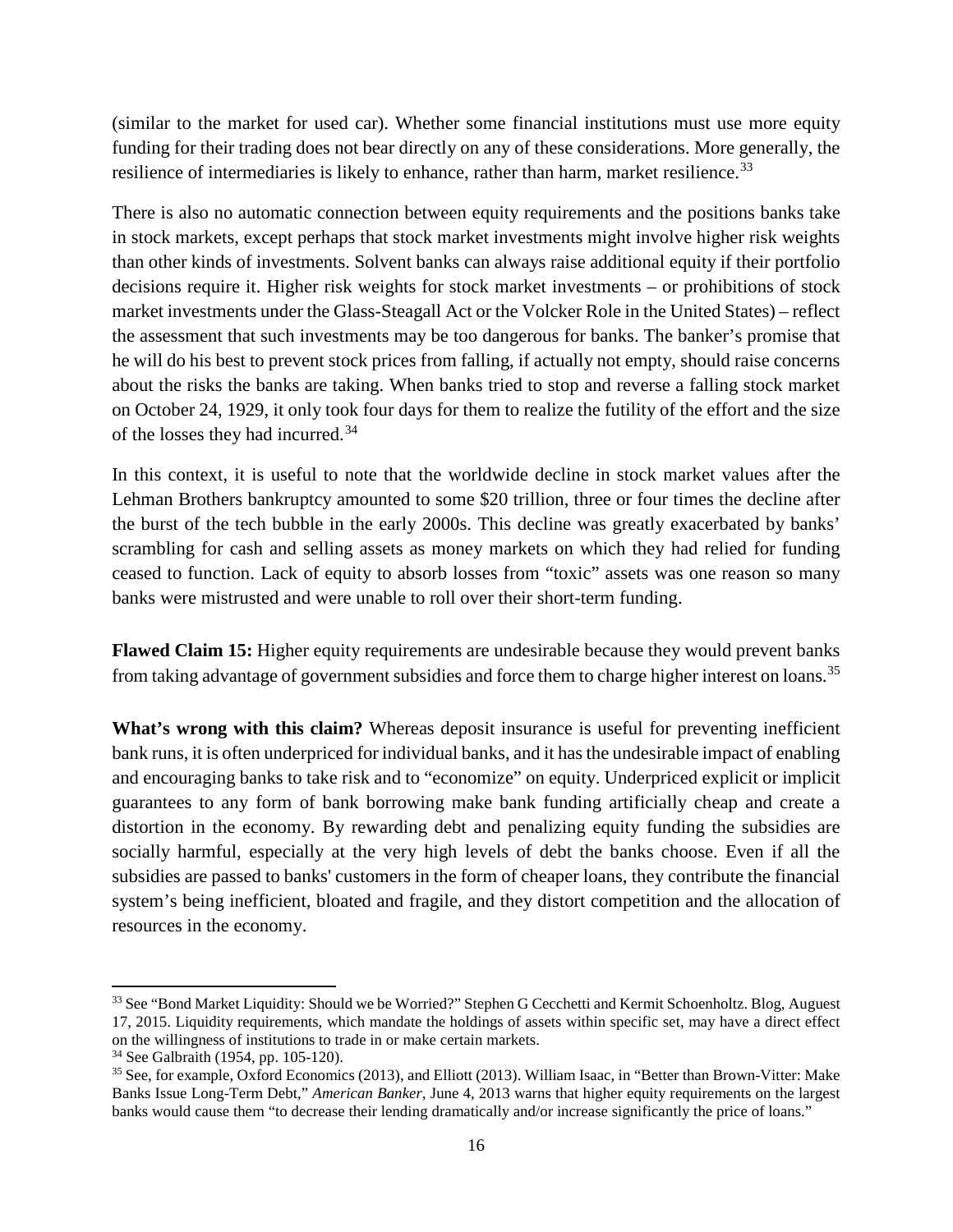(similar to the market for used car). Whether some financial institutions must use more equity funding for their trading does not bear directly on any of these considerations. More generally, the resilience of intermediaries is likely to enhance, rather than harm, market resilience.[33]

There is also no automatic connection between equity requirements and the positions banks take in stock markets, except perhaps that stock market investments might involve higher risk weights than other kinds of investments. Solvent banks can always raise additional equity if their portfolio decisions require it. Higher risk weights for stock market investments – or prohibitions of stock market investments under the Glass-Steagall Act or the Volcker Role in the United States) – reflect the assessment that such investments may be too dangerous for banks. The banker's promise that he will do his best to prevent stock prices from falling, if actually not empty, should raise concerns about the risks the banks are taking. When banks tried to stop and reverse a falling stock market on October 24, 1929, it only took four days for them to realize the futility of the effort and the size of the losses they had incurred.[34]

In this context, it is useful to note that the worldwide decline in stock market values after the Lehman Brothers bankruptcy amounted to some $20 trillion, three or four times the decline after the burst of the tech bubble in the early 2000s. This decline was greatly exacerbated by banks' scrambling for cash and selling assets as money markets on which they had relied for funding ceased to function. Lack of equity to absorb losses from "toxic" assets was one reason so many banks were mistrusted and were unable to roll over their short-term funding.

**Flawed Claim 15:** Higher equity requirements are undesirable because they would prevent banks from taking advantage of government subsidies and force them to charge higher interest on loans.[35]

**What's wrong with this claim?** Whereas deposit insurance is useful for preventing inefficient bank runs, it is often underpriced for individual banks, and it has the undesirable impact of enabling and encouraging banks to take risk and to "economize" on equity. Underpriced explicit or implicit guarantees to any form of bank borrowing make bank funding artificially cheap and create a distortion in the economy. By rewarding debt and penalizing equity funding the subsidies are socially harmful, especially at the very high levels of debt the banks choose. Even if all the subsidies are passed to banks' customers in the form of cheaper loans, they contribute the financial system's being inefficient, bloated and fragile, and they distort competition and the allocation of resources in the economy.

---

[33] See "Bond Market Liquidity: Should we be Worried?" Stephen G Cecchetti and Kermit Schoenholtz. Blog, Auguest 17, 2015. Liquidity requirements, which mandate the holdings of assets within specific set, may have a direct effect on the willingness of institutions to trade in or make certain markets.

[34] See Galbraith (1954, pp. 105-120).

[35] See, for example, Oxford Economics (2013), and Elliott (2013). William Isaac, in "Better than Brown-Vitter: Make Banks Issue Long-Term Debt," *American Banker*, June 4, 2013 warns that higher equity requirements on the largest banks would cause them "to decrease their lending dramatically and/or increase significantly the price of loans."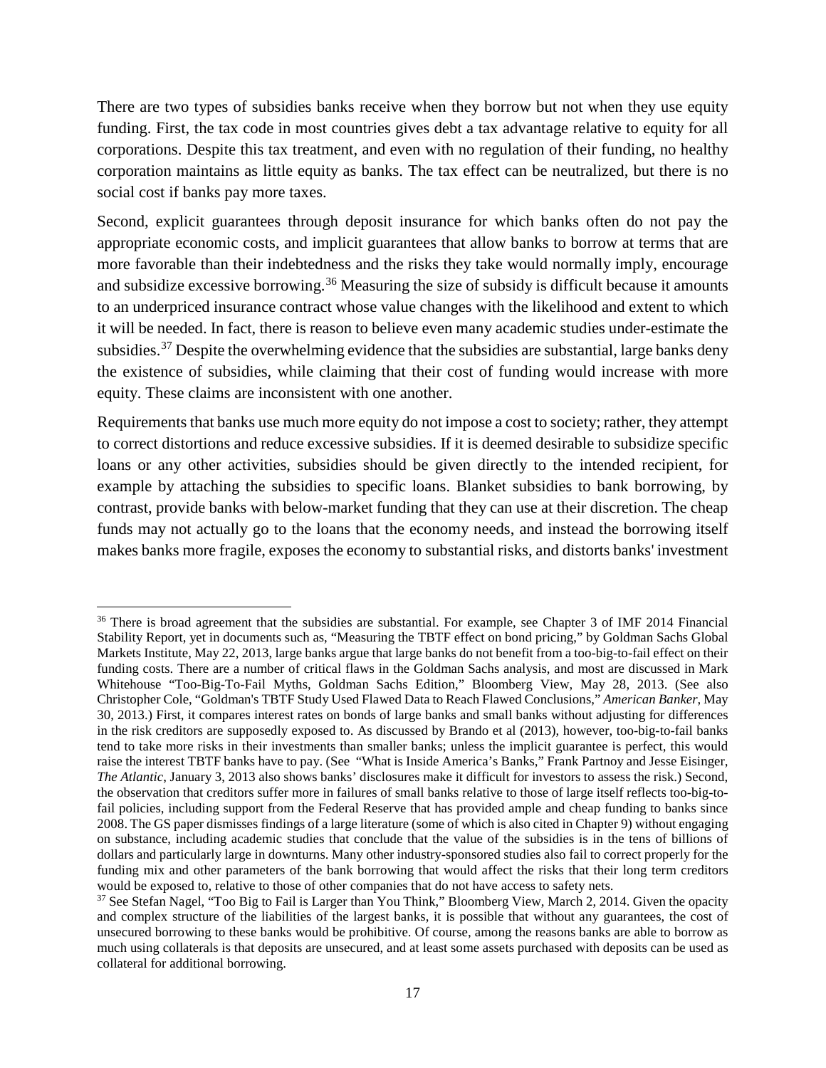There are two types of subsidies banks receive when they borrow but not when they use equity funding. First, the tax code in most countries gives debt a tax advantage relative to equity for all corporations. Despite this tax treatment, and even with no regulation of their funding, no healthy corporation maintains as little equity as banks. The tax effect can be neutralized, but there is no social cost if banks pay more taxes.

Second, explicit guarantees through deposit insurance for which banks often do not pay the appropriate economic costs, and implicit guarantees that allow banks to borrow at terms that are more favorable than their indebtedness and the risks they take would normally imply, encourage and subsidize excessive borrowing.[36] Measuring the size of subsidy is difficult because it amounts to an underpriced insurance contract whose value changes with the likelihood and extent to which it will be needed. In fact, there is reason to believe even many academic studies under-estimate the subsidies.[37] Despite the overwhelming evidence that the subsidies are substantial, large banks deny the existence of subsidies, while claiming that their cost of funding would increase with more equity. These claims are inconsistent with one another.

Requirements that banks use much more equity do not impose a cost to society; rather, they attempt to correct distortions and reduce excessive subsidies. If it is deemed desirable to subsidize specific loans or any other activities, subsidies should be given directly to the intended recipient, for example by attaching the subsidies to specific loans. Blanket subsidies to bank borrowing, by contrast, provide banks with below-market funding that they can use at their discretion. The cheap funds may not actually go to the loans that the economy needs, and instead the borrowing itself makes banks more fragile, exposes the economy to substantial risks, and distorts banks' investment

---

[36] There is broad agreement that the subsidies are substantial. For example, see Chapter 3 of IMF 2014 Financial Stability Report, yet in documents such as, "Measuring the TBTF effect on bond pricing," by Goldman Sachs Global Markets Institute, May 22, 2013, large banks argue that large banks do not benefit from a too-big-to-fail effect on their funding costs. There are a number of critical flaws in the Goldman Sachs analysis, and most are discussed in Mark Whitehouse "Too-Big-To-Fail Myths, Goldman Sachs Edition," Bloomberg View, May 28, 2013. (See also Christopher Cole, "Goldman's TBTF Study Used Flawed Data to Reach Flawed Conclusions," *American Banker*, May 30, 2013.) First, it compares interest rates on bonds of large banks and small banks without adjusting for differences in the risk creditors are supposedly exposed to. As discussed by Brando et al (2013), however, too-big-to-fail banks tend to take more risks in their investments than smaller banks; unless the implicit guarantee is perfect, this would raise the interest TBTF banks have to pay. (See "What is Inside America's Banks," Frank Partnoy and Jesse Eisinger, *The Atlantic*, January 3, 2013 also shows banks' disclosures make it difficult for investors to assess the risk.) Second, the observation that creditors suffer more in failures of small banks relative to those of large itself reflects too-big-to-fail policies, including support from the Federal Reserve that has provided ample and cheap funding to banks since 2008. The GS paper dismisses findings of a large literature (some of which is also cited in Chapter 9) without engaging on substance, including academic studies that conclude that the value of the subsidies is in the tens of billions of dollars and particularly large in downturns. Many other industry-sponsored studies also fail to correct properly for the funding mix and other parameters of the bank borrowing that would affect the risks that their long term creditors would be exposed to, relative to those of other companies that do not have access to safety nets.

[37] See Stefan Nagel, "Too Big to Fail is Larger than You Think," Bloomberg View, March 2, 2014. Given the opacity and complex structure of the liabilities of the largest banks, it is possible that without any guarantees, the cost of unsecured borrowing to these banks would be prohibitive. Of course, among the reasons banks are able to borrow as much using collaterals is that deposits are unsecured, and at least some assets purchased with deposits can be used as collateral for additional borrowing.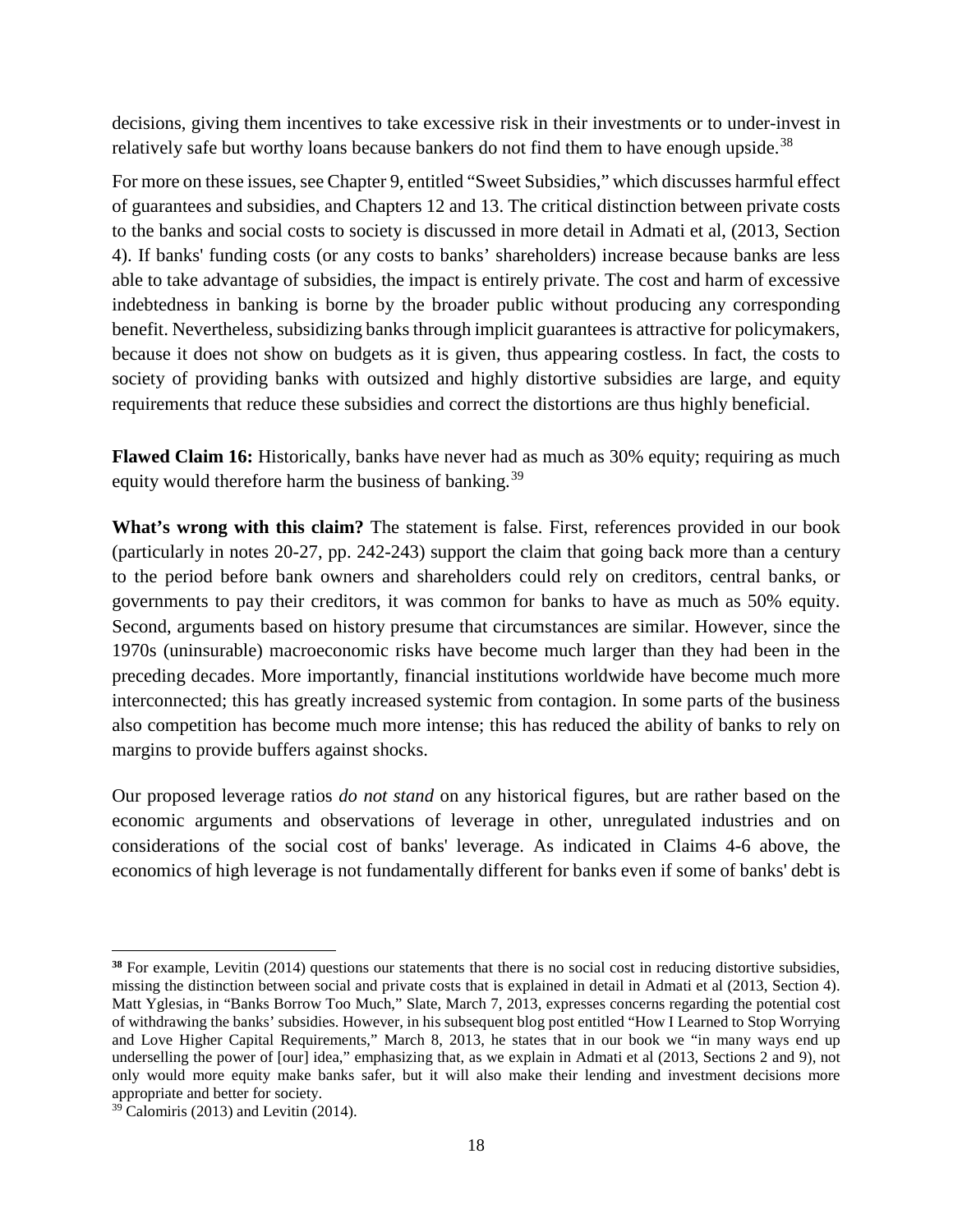decisions, giving them incentives to take excessive risk in their investments or to under-invest in relatively safe but worthy loans because bankers do not find them to have enough upside.[38]

For more on these issues, see Chapter 9, entitled "Sweet Subsidies," which discusses harmful effect of guarantees and subsidies, and Chapters 12 and 13. The critical distinction between private costs to the banks and social costs to society is discussed in more detail in Admati et al, (2013, Section 4). If banks' funding costs (or any costs to banks' shareholders) increase because banks are less able to take advantage of subsidies, the impact is entirely private. The cost and harm of excessive indebtedness in banking is borne by the broader public without producing any corresponding benefit. Nevertheless, subsidizing banks through implicit guarantees is attractive for policymakers, because it does not show on budgets as it is given, thus appearing costless. In fact, the costs to society of providing banks with outsized and highly distortive subsidies are large, and equity requirements that reduce these subsidies and correct the distortions are thus highly beneficial.

**Flawed Claim 16:** Historically, banks have never had as much as 30% equity; requiring as much equity would therefore harm the business of banking.[39]

**What's wrong with this claim?** The statement is false. First, references provided in our book (particularly in notes 20-27, pp. 242-243) support the claim that going back more than a century to the period before bank owners and shareholders could rely on creditors, central banks, or governments to pay their creditors, it was common for banks to have as much as 50% equity. Second, arguments based on history presume that circumstances are similar. However, since the 1970s (uninsurable) macroeconomic risks have become much larger than they had been in the preceding decades. More importantly, financial institutions worldwide have become much more interconnected; this has greatly increased systemic from contagion. In some parts of the business also competition has become much more intense; this has reduced the ability of banks to rely on margins to provide buffers against shocks.

Our proposed leverage ratios *do not stand* on any historical figures, but are rather based on the economic arguments and observations of leverage in other, unregulated industries and on considerations of the social cost of banks' leverage. As indicated in Claims 4-6 above, the economics of high leverage is not fundamentally different for banks even if some of banks' debt is

---

[38] For example, Levitin (2014) questions our statements that there is no social cost in reducing distortive subsidies, missing the distinction between social and private costs that is explained in detail in Admati et al (2013, Section 4). Matt Yglesias, in "Banks Borrow Too Much," Slate, March 7, 2013, expresses concerns regarding the potential cost of withdrawing the banks' subsidies. However, in his subsequent blog post entitled "How I Learned to Stop Worrying and Love Higher Capital Requirements," March 8, 2013, he states that in our book we "in many ways end up underselling the power of [our] idea," emphasizing that, as we explain in Admati et al (2013, Sections 2 and 9), not only would more equity make banks safer, but it will also make their lending and investment decisions more appropriate and better for society.

[39] Calomiris (2013) and Levitin (2014).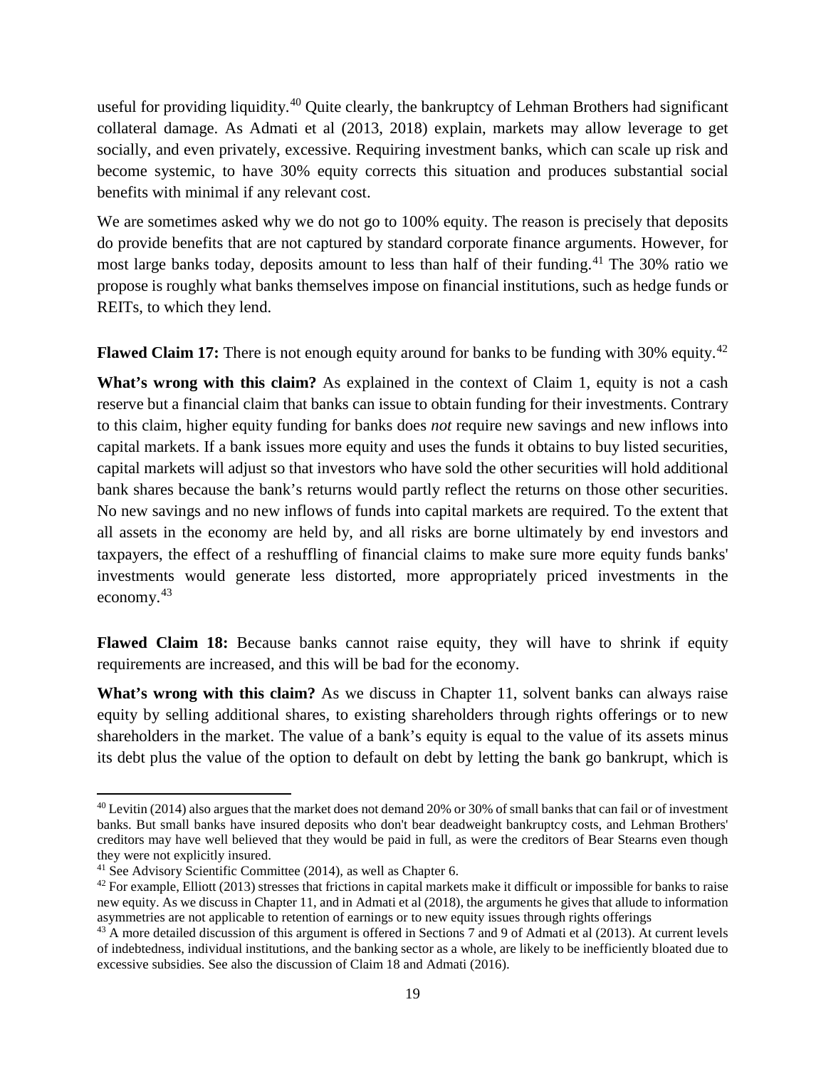useful for providing liquidity.[40] Quite clearly, the bankruptcy of Lehman Brothers had significant collateral damage. As Admati et al (2013, 2018) explain, markets may allow leverage to get socially, and even privately, excessive. Requiring investment banks, which can scale up risk and become systemic, to have 30% equity corrects this situation and produces substantial social benefits with minimal if any relevant cost.

We are sometimes asked why we do not go to 100% equity. The reason is precisely that deposits do provide benefits that are not captured by standard corporate finance arguments. However, for most large banks today, deposits amount to less than half of their funding.[41] The 30% ratio we propose is roughly what banks themselves impose on financial institutions, such as hedge funds or REITs, to which they lend.

**Flawed Claim 17:** There is not enough equity around for banks to be funding with 30% equity.[42]

**What's wrong with this claim?** As explained in the context of Claim 1, equity is not a cash reserve but a financial claim that banks can issue to obtain funding for their investments. Contrary to this claim, higher equity funding for banks does *not* require new savings and new inflows into capital markets. If a bank issues more equity and uses the funds it obtains to buy listed securities, capital markets will adjust so that investors who have sold the other securities will hold additional bank shares because the bank's returns would partly reflect the returns on those other securities. No new savings and no new inflows of funds into capital markets are required. To the extent that all assets in the economy are held by, and all risks are borne ultimately by end investors and taxpayers, the effect of a reshuffling of financial claims to make sure more equity funds banks' investments would generate less distorted, more appropriately priced investments in the economy.[43]

**Flawed Claim 18:** Because banks cannot raise equity, they will have to shrink if equity requirements are increased, and this will be bad for the economy.

**What's wrong with this claim?** As we discuss in Chapter 11, solvent banks can always raise equity by selling additional shares, to existing shareholders through rights offerings or to new shareholders in the market. The value of a bank's equity is equal to the value of its assets minus its debt plus the value of the option to default on debt by letting the bank go bankrupt, which is

---

[40] Levitin (2014) also argues that the market does not demand 20% or 30% of small banks that can fail or of investment banks. But small banks have insured deposits who don't bear deadweight bankruptcy costs, and Lehman Brothers' creditors may have well believed that they would be paid in full, as were the creditors of Bear Stearns even though they were not explicitly insured.

[41] See Advisory Scientific Committee (2014), as well as Chapter 6.

[42] For example, Elliott (2013) stresses that frictions in capital markets make it difficult or impossible for banks to raise new equity. As we discuss in Chapter 11, and in Admati et al (2018), the arguments he gives that allude to information asymmetries are not applicable to retention of earnings or to new equity issues through rights offerings

[43] A more detailed discussion of this argument is offered in Sections 7 and 9 of Admati et al (2013). At current levels of indebtedness, individual institutions, and the banking sector as a whole, are likely to be inefficiently bloated due to excessive subsidies. See also the discussion of Claim 18 and Admati (2016).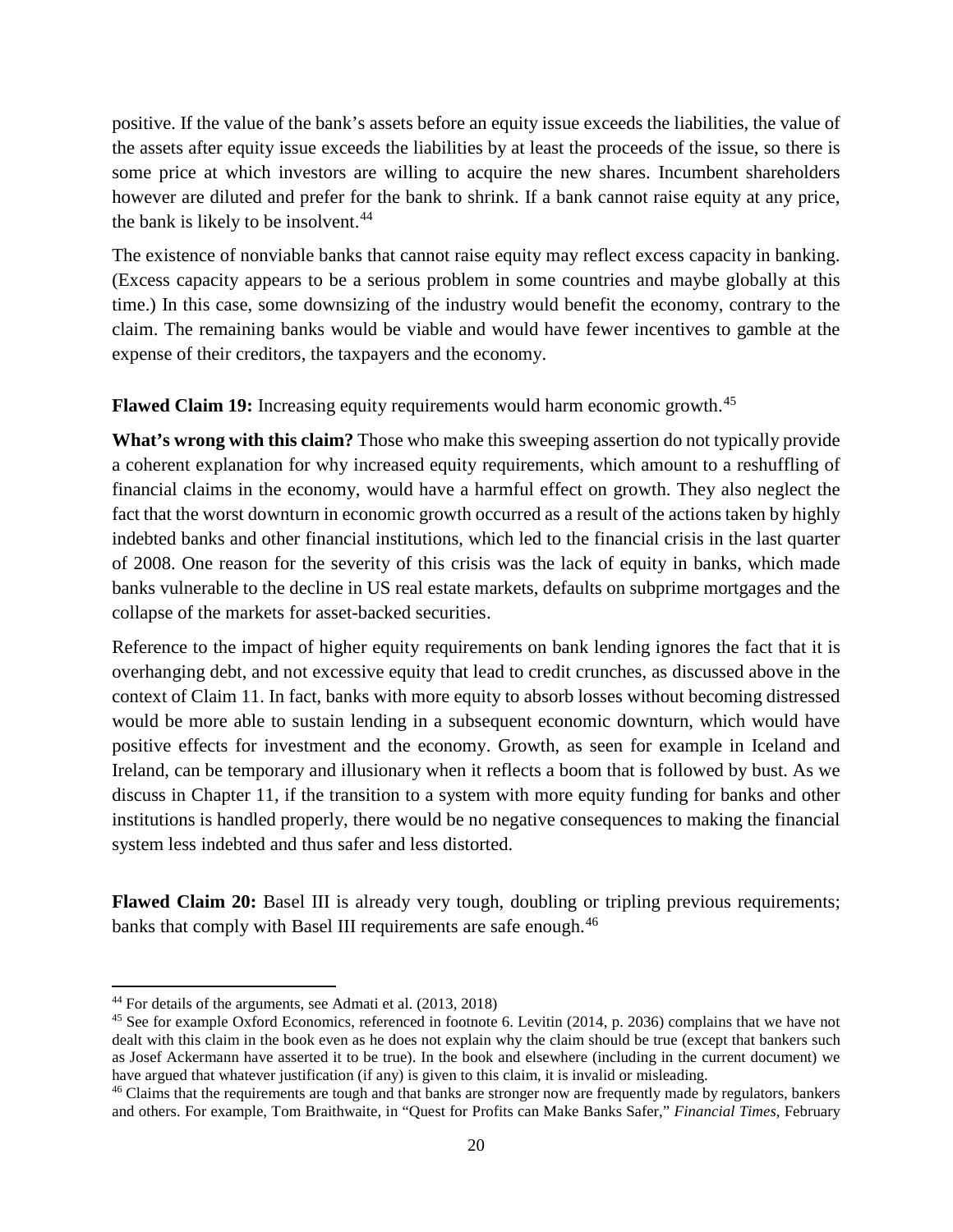positive. If the value of the bank's assets before an equity issue exceeds the liabilities, the value of the assets after equity issue exceeds the liabilities by at least the proceeds of the issue, so there is some price at which investors are willing to acquire the new shares. Incumbent shareholders however are diluted and prefer for the bank to shrink. If a bank cannot raise equity at any price, the bank is likely to be insolvent.[44]

The existence of nonviable banks that cannot raise equity may reflect excess capacity in banking. (Excess capacity appears to be a serious problem in some countries and maybe globally at this time.) In this case, some downsizing of the industry would benefit the economy, contrary to the claim. The remaining banks would be viable and would have fewer incentives to gamble at the expense of their creditors, the taxpayers and the economy.

**Flawed Claim 19:** Increasing equity requirements would harm economic growth.[45]

**What's wrong with this claim?** Those who make this sweeping assertion do not typically provide a coherent explanation for why increased equity requirements, which amount to a reshuffling of financial claims in the economy, would have a harmful effect on growth. They also neglect the fact that the worst downturn in economic growth occurred as a result of the actions taken by highly indebted banks and other financial institutions, which led to the financial crisis in the last quarter of 2008. One reason for the severity of this crisis was the lack of equity in banks, which made banks vulnerable to the decline in US real estate markets, defaults on subprime mortgages and the collapse of the markets for asset-backed securities.

Reference to the impact of higher equity requirements on bank lending ignores the fact that it is overhanging debt, and not excessive equity that lead to credit crunches, as discussed above in the context of Claim 11. In fact, banks with more equity to absorb losses without becoming distressed would be more able to sustain lending in a subsequent economic downturn, which would have positive effects for investment and the economy. Growth, as seen for example in Iceland and Ireland, can be temporary and illusionary when it reflects a boom that is followed by bust. As we discuss in Chapter 11, if the transition to a system with more equity funding for banks and other institutions is handled properly, there would be no negative consequences to making the financial system less indebted and thus safer and less distorted.

**Flawed Claim 20:** Basel III is already very tough, doubling or tripling previous requirements; banks that comply with Basel III requirements are safe enough.[46]

---

[44] For details of the arguments, see Admati et al. (2013, 2018)

[45] See for example Oxford Economics, referenced in footnote 6. Levitin (2014, p. 2036) complains that we have not dealt with this claim in the book even as he does not explain why the claim should be true (except that bankers such as Josef Ackermann have asserted it to be true). In the book and elsewhere (including in the current document) we have argued that whatever justification (if any) is given to this claim, it is invalid or misleading.

[46] Claims that the requirements are tough and that banks are stronger now are frequently made by regulators, bankers and others. For example, Tom Braithwaite, in "Quest for Profits can Make Banks Safer," *Financial Times*, February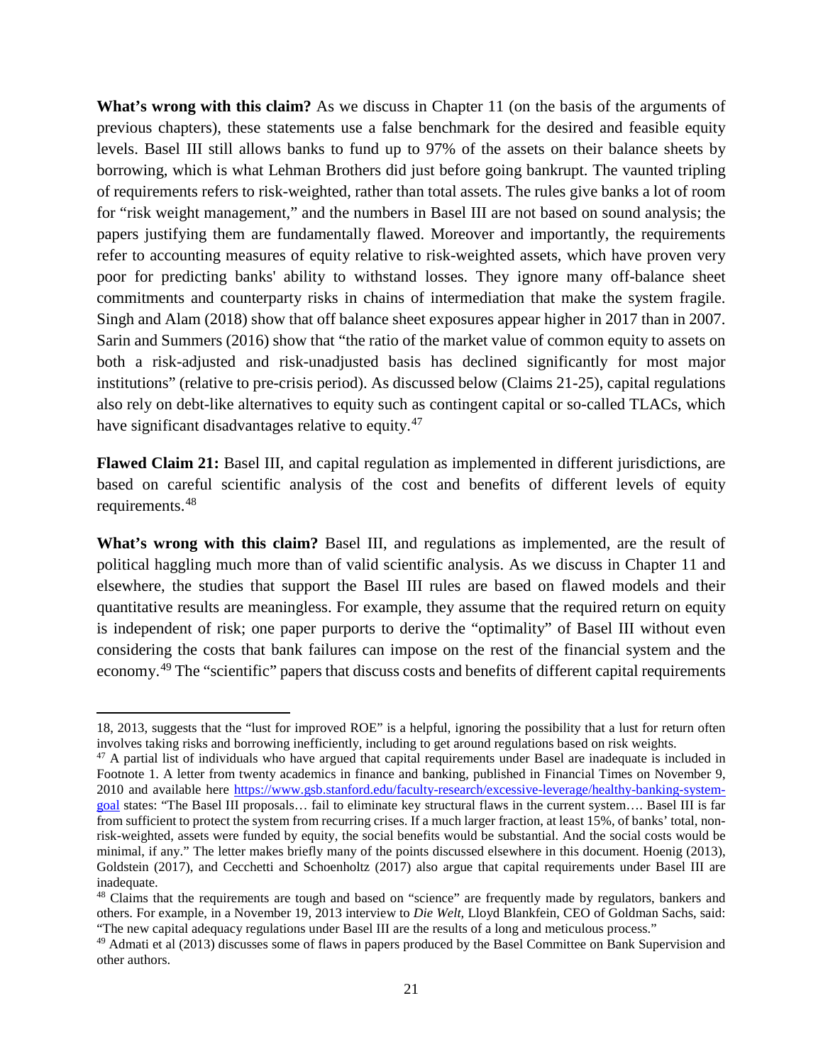**What's wrong with this claim?** As we discuss in Chapter 11 (on the basis of the arguments of previous chapters), these statements use a false benchmark for the desired and feasible equity levels. Basel III still allows banks to fund up to 97% of the assets on their balance sheets by borrowing, which is what Lehman Brothers did just before going bankrupt. The vaunted tripling of requirements refers to risk-weighted, rather than total assets. The rules give banks a lot of room for "risk weight management," and the numbers in Basel III are not based on sound analysis; the papers justifying them are fundamentally flawed. Moreover and importantly, the requirements refer to accounting measures of equity relative to risk-weighted assets, which have proven very poor for predicting banks' ability to withstand losses. They ignore many off-balance sheet commitments and counterparty risks in chains of intermediation that make the system fragile. Singh and Alam (2018) show that off balance sheet exposures appear higher in 2017 than in 2007. Sarin and Summers (2016) show that "the ratio of the market value of common equity to assets on both a risk-adjusted and risk-unadjusted basis has declined significantly for most major institutions" (relative to pre-crisis period). As discussed below (Claims 21-25), capital regulations also rely on debt-like alternatives to equity such as contingent capital or so-called TLACs, which have significant disadvantages relative to equity.[47]

**Flawed Claim 21:** Basel III, and capital regulation as implemented in different jurisdictions, are based on careful scientific analysis of the cost and benefits of different levels of equity requirements.[48]

**What's wrong with this claim?** Basel III, and regulations as implemented, are the result of political haggling much more than of valid scientific analysis. As we discuss in Chapter 11 and elsewhere, the studies that support the Basel III rules are based on flawed models and their quantitative results are meaningless. For example, they assume that the required return on equity is independent of risk; one paper purports to derive the "optimality" of Basel III without even considering the costs that bank failures can impose on the rest of the financial system and the economy.[49] The "scientific" papers that discuss costs and benefits of different capital requirements

---

18, 2013, suggests that the "lust for improved ROE" is a helpful, ignoring the possibility that a lust for return often involves taking risks and borrowing inefficiently, including to get around regulations based on risk weights.

[47] A partial list of individuals who have argued that capital requirements under Basel are inadequate is included in Footnote 1. A letter from twenty academics in finance and banking, published in Financial Times on November 9, 2010 and available here https://www.gsb.stanford.edu/faculty-research/excessive-leverage/healthy-banking-system-goal states: "The Basel III proposals… fail to eliminate key structural flaws in the current system…. Basel III is far from sufficient to protect the system from recurring crises. If a much larger fraction, at least 15%, of banks' total, non-risk-weighted, assets were funded by equity, the social benefits would be substantial. And the social costs would be minimal, if any." The letter makes briefly many of the points discussed elsewhere in this document. Hoenig (2013), Goldstein (2017), and Cecchetti and Schoenholtz (2017) also argue that capital requirements under Basel III are inadequate.

[48] Claims that the requirements are tough and based on "science" are frequently made by regulators, bankers and others. For example, in a November 19, 2013 interview to *Die Welt,* Lloyd Blankfein, CEO of Goldman Sachs, said: "The new capital adequacy regulations under Basel III are the results of a long and meticulous process."

[49] Admati et al (2013) discusses some of flaws in papers produced by the Basel Committee on Bank Supervision and other authors.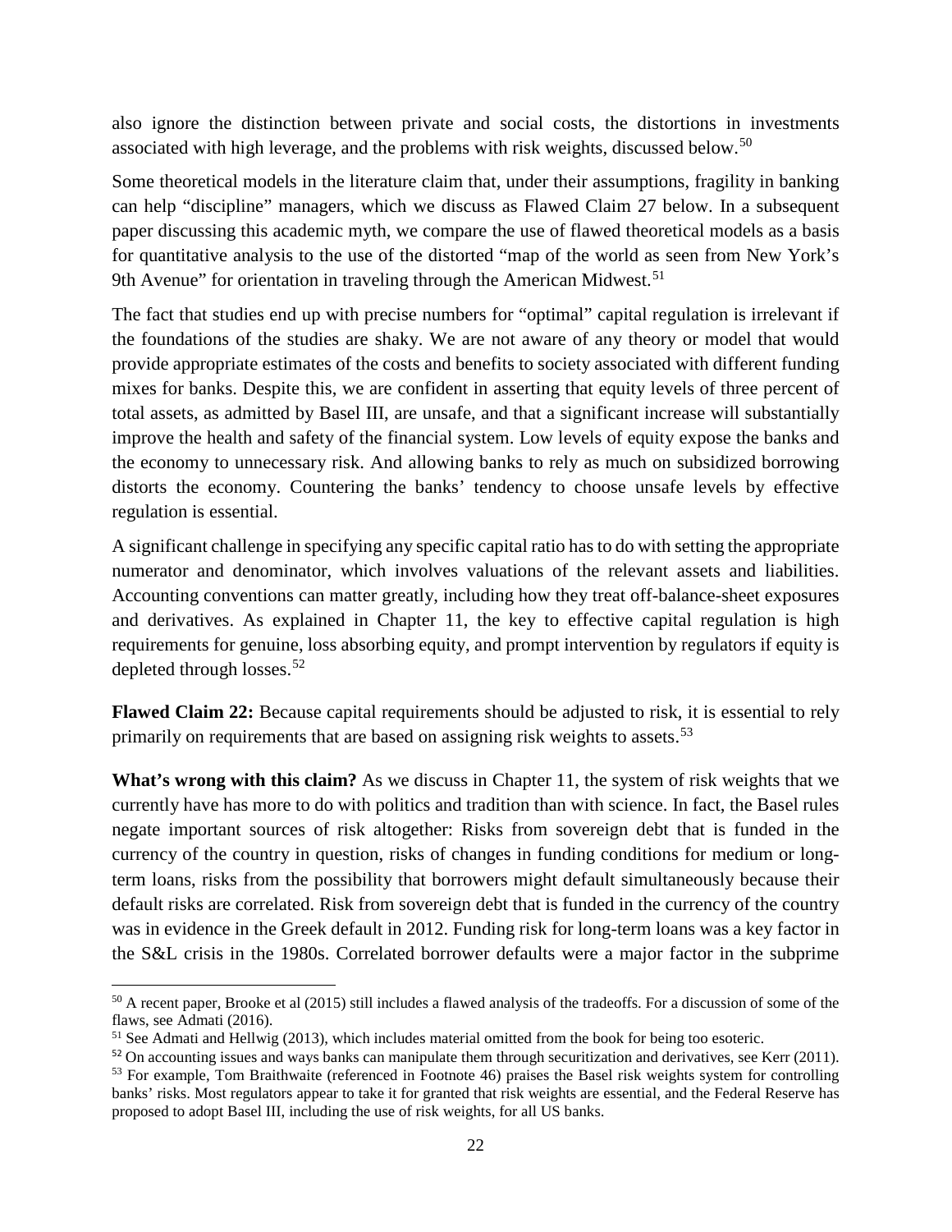also ignore the distinction between private and social costs, the distortions in investments associated with high leverage, and the problems with risk weights, discussed below.[50]

Some theoretical models in the literature claim that, under their assumptions, fragility in banking can help "discipline" managers, which we discuss as Flawed Claim 27 below. In a subsequent paper discussing this academic myth, we compare the use of flawed theoretical models as a basis for quantitative analysis to the use of the distorted "map of the world as seen from New York's 9th Avenue" for orientation in traveling through the American Midwest.[51]

The fact that studies end up with precise numbers for "optimal" capital regulation is irrelevant if the foundations of the studies are shaky. We are not aware of any theory or model that would provide appropriate estimates of the costs and benefits to society associated with different funding mixes for banks. Despite this, we are confident in asserting that equity levels of three percent of total assets, as admitted by Basel III, are unsafe, and that a significant increase will substantially improve the health and safety of the financial system. Low levels of equity expose the banks and the economy to unnecessary risk. And allowing banks to rely as much on subsidized borrowing distorts the economy. Countering the banks' tendency to choose unsafe levels by effective regulation is essential.

A significant challenge in specifying any specific capital ratio has to do with setting the appropriate numerator and denominator, which involves valuations of the relevant assets and liabilities. Accounting conventions can matter greatly, including how they treat off-balance-sheet exposures and derivatives. As explained in Chapter 11, the key to effective capital regulation is high requirements for genuine, loss absorbing equity, and prompt intervention by regulators if equity is depleted through losses.[52]

**Flawed Claim 22:** Because capital requirements should be adjusted to risk, it is essential to rely primarily on requirements that are based on assigning risk weights to assets.[53]

**What's wrong with this claim?** As we discuss in Chapter 11, the system of risk weights that we currently have has more to do with politics and tradition than with science. In fact, the Basel rules negate important sources of risk altogether: Risks from sovereign debt that is funded in the currency of the country in question, risks of changes in funding conditions for medium or long-term loans, risks from the possibility that borrowers might default simultaneously because their default risks are correlated. Risk from sovereign debt that is funded in the currency of the country was in evidence in the Greek default in 2012. Funding risk for long-term loans was a key factor in the S&L crisis in the 1980s. Correlated borrower defaults were a major factor in the subprime

---

[50] A recent paper, Brooke et al (2015) still includes a flawed analysis of the tradeoffs. For a discussion of some of the flaws, see Admati (2016).

[51] See Admati and Hellwig (2013), which includes material omitted from the book for being too esoteric.

[52] On accounting issues and ways banks can manipulate them through securitization and derivatives, see Kerr (2011).

[53] For example, Tom Braithwaite (referenced in Footnote 46) praises the Basel risk weights system for controlling banks' risks. Most regulators appear to take it for granted that risk weights are essential, and the Federal Reserve has proposed to adopt Basel III, including the use of risk weights, for all US banks.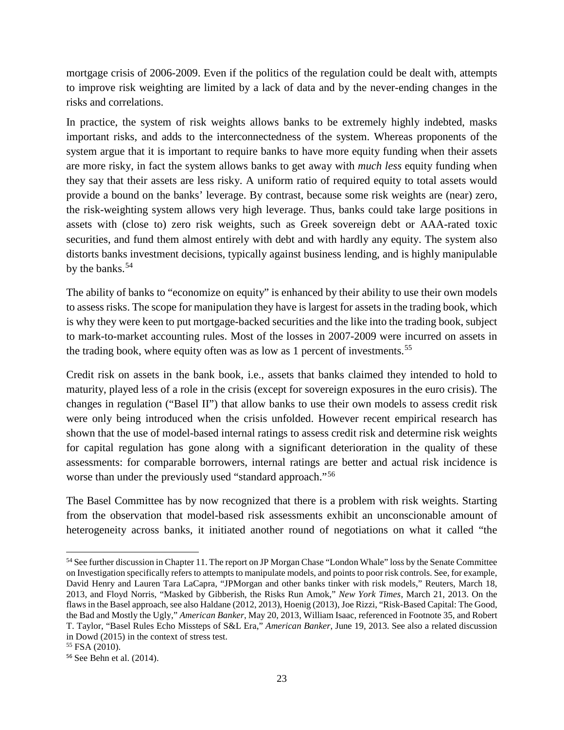mortgage crisis of 2006-2009. Even if the politics of the regulation could be dealt with, attempts to improve risk weighting are limited by a lack of data and by the never-ending changes in the risks and correlations.

In practice, the system of risk weights allows banks to be extremely highly indebted, masks important risks, and adds to the interconnectedness of the system. Whereas proponents of the system argue that it is important to require banks to have more equity funding when their assets are more risky, in fact the system allows banks to get away with *much less* equity funding when they say that their assets are less risky. A uniform ratio of required equity to total assets would provide a bound on the banks' leverage. By contrast, because some risk weights are (near) zero, the risk-weighting system allows very high leverage. Thus, banks could take large positions in assets with (close to) zero risk weights, such as Greek sovereign debt or AAA-rated toxic securities, and fund them almost entirely with debt and with hardly any equity. The system also distorts banks investment decisions, typically against business lending, and is highly manipulable by the banks.[54]

The ability of banks to "economize on equity" is enhanced by their ability to use their own models to assess risks. The scope for manipulation they have is largest for assets in the trading book, which is why they were keen to put mortgage-backed securities and the like into the trading book, subject to mark-to-market accounting rules. Most of the losses in 2007-2009 were incurred on assets in the trading book, where equity often was as low as 1 percent of investments.[55]

Credit risk on assets in the bank book, i.e., assets that banks claimed they intended to hold to maturity, played less of a role in the crisis (except for sovereign exposures in the euro crisis). The changes in regulation ("Basel II") that allow banks to use their own models to assess credit risk were only being introduced when the crisis unfolded. However recent empirical research has shown that the use of model-based internal ratings to assess credit risk and determine risk weights for capital regulation has gone along with a significant deterioration in the quality of these assessments: for comparable borrowers, internal ratings are better and actual risk incidence is worse than under the previously used "standard approach."[56]

The Basel Committee has by now recognized that there is a problem with risk weights. Starting from the observation that model-based risk assessments exhibit an unconscionable amount of heterogeneity across banks, it initiated another round of negotiations on what it called "the

---

[54] See further discussion in Chapter 11. The report on JP Morgan Chase "London Whale" loss by the Senate Committee on Investigation specifically refers to attempts to manipulate models, and points to poor risk controls. See, for example, David Henry and Lauren Tara LaCapra, "JPMorgan and other banks tinker with risk models," Reuters, March 18, 2013, and Floyd Norris, "Masked by Gibberish, the Risks Run Amok," *New York Times*, March 21, 2013. On the flaws in the Basel approach, see also Haldane (2012, 2013), Hoenig (2013), Joe Rizzi, "Risk-Based Capital: The Good, the Bad and Mostly the Ugly," *American Banker*, May 20, 2013, William Isaac, referenced in Footnote 35, and Robert T. Taylor, "Basel Rules Echo Missteps of S&L Era," *American Banker*, June 19, 2013. See also a related discussion in Dowd (2015) in the context of stress test.

[55] FSA (2010).

[56] See Behn et al. (2014).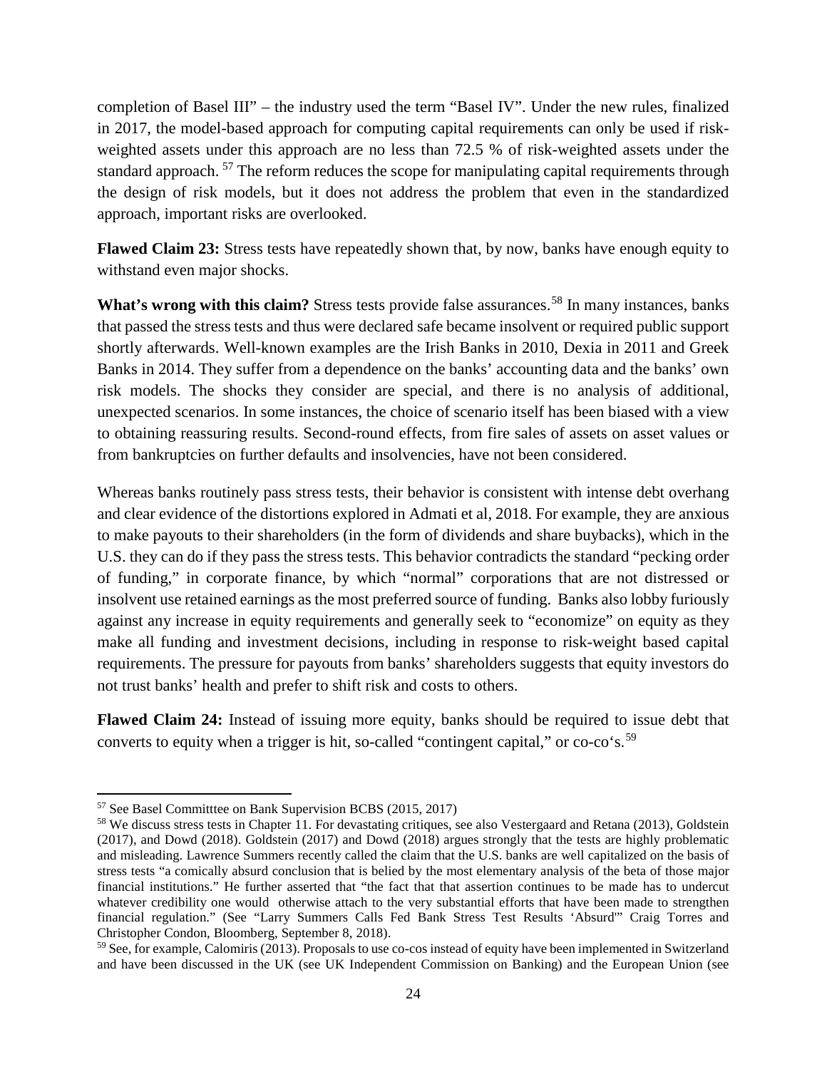completion of Basel III" – the industry used the term "Basel IV". Under the new rules, finalized in 2017, the model-based approach for computing capital requirements can only be used if risk-weighted assets under this approach are no less than 72.5 % of risk-weighted assets under the standard approach. [57] The reform reduces the scope for manipulating capital requirements through the design of risk models, but it does not address the problem that even in the standardized approach, important risks are overlooked.

**Flawed Claim 23:** Stress tests have repeatedly shown that, by now, banks have enough equity to withstand even major shocks.

**What's wrong with this claim?** Stress tests provide false assurances.[58] In many instances, banks that passed the stress tests and thus were declared safe became insolvent or required public support shortly afterwards. Well-known examples are the Irish Banks in 2010, Dexia in 2011 and Greek Banks in 2014. They suffer from a dependence on the banks' accounting data and the banks' own risk models. The shocks they consider are special, and there is no analysis of additional, unexpected scenarios. In some instances, the choice of scenario itself has been biased with a view to obtaining reassuring results. Second-round effects, from fire sales of assets on asset values or from bankruptcies on further defaults and insolvencies, have not been considered.

Whereas banks routinely pass stress tests, their behavior is consistent with intense debt overhang and clear evidence of the distortions explored in Admati et al, 2018. For example, they are anxious to make payouts to their shareholders (in the form of dividends and share buybacks), which in the U.S. they can do if they pass the stress tests. This behavior contradicts the standard "pecking order of funding," in corporate finance, by which "normal" corporations that are not distressed or insolvent use retained earnings as the most preferred source of funding. Banks also lobby furiously against any increase in equity requirements and generally seek to "economize" on equity as they make all funding and investment decisions, including in response to risk-weight based capital requirements. The pressure for payouts from banks' shareholders suggests that equity investors do not trust banks' health and prefer to shift risk and costs to others.

**Flawed Claim 24:** Instead of issuing more equity, banks should be required to issue debt that converts to equity when a trigger is hit, so-called "contingent capital," or co-co's.[59]

---

[57] See Basel Committtee on Bank Supervision BCBS (2015, 2017)

[58] We discuss stress tests in Chapter 11. For devastating critiques, see also Vestergaard and Retana (2013), Goldstein (2017), and Dowd (2018). Goldstein (2017) and Dowd (2018) argues strongly that the tests are highly problematic and misleading. Lawrence Summers recently called the claim that the U.S. banks are well capitalized on the basis of stress tests "a comically absurd conclusion that is belied by the most elementary analysis of the beta of those major financial institutions." He further asserted that "the fact that that assertion continues to be made has to undercut whatever credibility one would otherwise attach to the very substantial efforts that have been made to strengthen financial regulation." (See "Larry Summers Calls Fed Bank Stress Test Results 'Absurd'" Craig Torres and Christopher Condon, Bloomberg, September 8, 2018).

[59] See, for example, Calomiris (2013). Proposals to use co-cos instead of equity have been implemented in Switzerland and have been discussed in the UK (see UK Independent Commission on Banking) and the European Union (see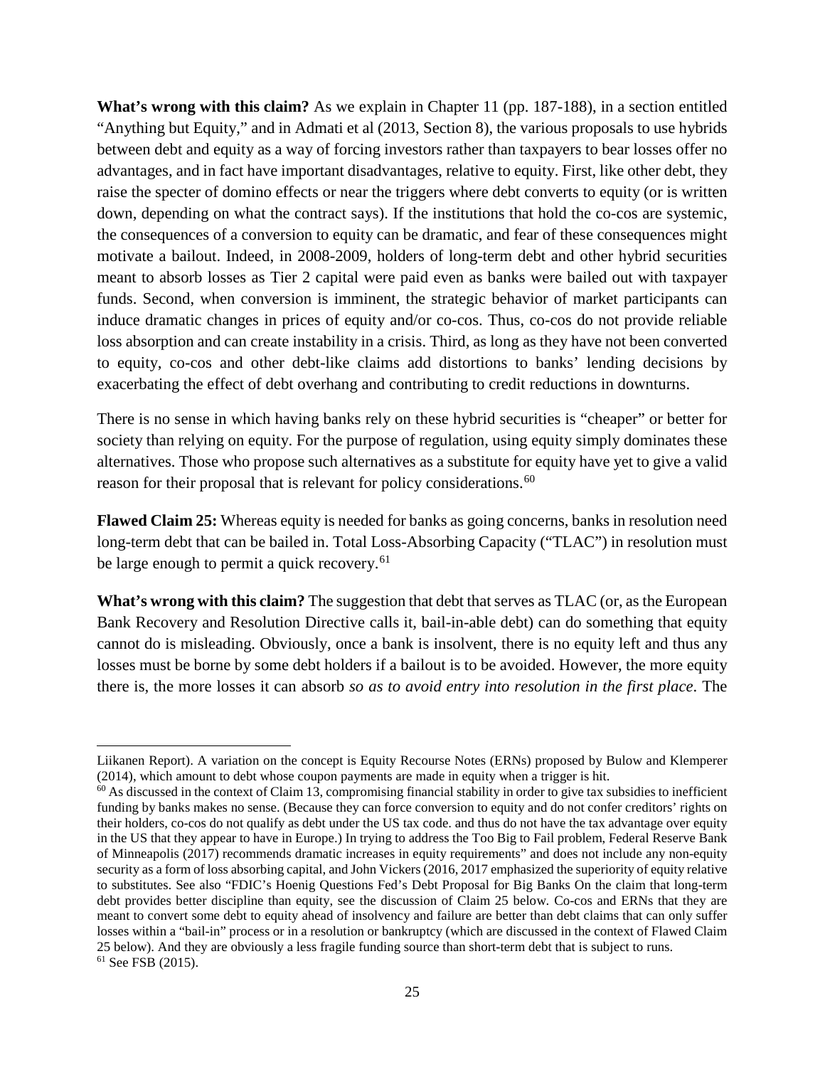**What's wrong with this claim?** As we explain in Chapter 11 (pp. 187-188), in a section entitled "Anything but Equity," and in Admati et al (2013, Section 8), the various proposals to use hybrids between debt and equity as a way of forcing investors rather than taxpayers to bear losses offer no advantages, and in fact have important disadvantages, relative to equity. First, like other debt, they raise the specter of domino effects or near the triggers where debt converts to equity (or is written down, depending on what the contract says). If the institutions that hold the co-cos are systemic, the consequences of a conversion to equity can be dramatic, and fear of these consequences might motivate a bailout. Indeed, in 2008-2009, holders of long-term debt and other hybrid securities meant to absorb losses as Tier 2 capital were paid even as banks were bailed out with taxpayer funds. Second, when conversion is imminent, the strategic behavior of market participants can induce dramatic changes in prices of equity and/or co-cos. Thus, co-cos do not provide reliable loss absorption and can create instability in a crisis. Third, as long as they have not been converted to equity, co-cos and other debt-like claims add distortions to banks' lending decisions by exacerbating the effect of debt overhang and contributing to credit reductions in downturns.

There is no sense in which having banks rely on these hybrid securities is "cheaper" or better for society than relying on equity. For the purpose of regulation, using equity simply dominates these alternatives. Those who propose such alternatives as a substitute for equity have yet to give a valid reason for their proposal that is relevant for policy considerations.[60]

**Flawed Claim 25:** Whereas equity is needed for banks as going concerns, banks in resolution need long-term debt that can be bailed in. Total Loss-Absorbing Capacity ("TLAC") in resolution must be large enough to permit a quick recovery.[61]

**What's wrong with this claim?** The suggestion that debt that serves as TLAC (or, as the European Bank Recovery and Resolution Directive calls it, bail-in-able debt) can do something that equity cannot do is misleading. Obviously, once a bank is insolvent, there is no equity left and thus any losses must be borne by some debt holders if a bailout is to be avoided. However, the more equity there is, the more losses it can absorb *so as to avoid entry into resolution in the first place*. The

---

Liikanen Report). A variation on the concept is Equity Recourse Notes (ERNs) proposed by Bulow and Klemperer (2014), which amount to debt whose coupon payments are made in equity when a trigger is hit.

[60] As discussed in the context of Claim 13, compromising financial stability in order to give tax subsidies to inefficient funding by banks makes no sense. (Because they can force conversion to equity and do not confer creditors' rights on their holders, co-cos do not qualify as debt under the US tax code. and thus do not have the tax advantage over equity in the US that they appear to have in Europe.) In trying to address the Too Big to Fail problem, Federal Reserve Bank of Minneapolis (2017) recommends dramatic increases in equity requirements" and does not include any non-equity security as a form of loss absorbing capital, and John Vickers (2016, 2017 emphasized the superiority of equity relative to substitutes. See also "FDIC's Hoenig Questions Fed's Debt Proposal for Big Banks On the claim that long-term debt provides better discipline than equity, see the discussion of Claim 25 below. Co-cos and ERNs that they are meant to convert some debt to equity ahead of insolvency and failure are better than debt claims that can only suffer losses within a "bail-in" process or in a resolution or bankruptcy (which are discussed in the context of Flawed Claim 25 below). And they are obviously a less fragile funding source than short-term debt that is subject to runs.

[61] See FSB (2015).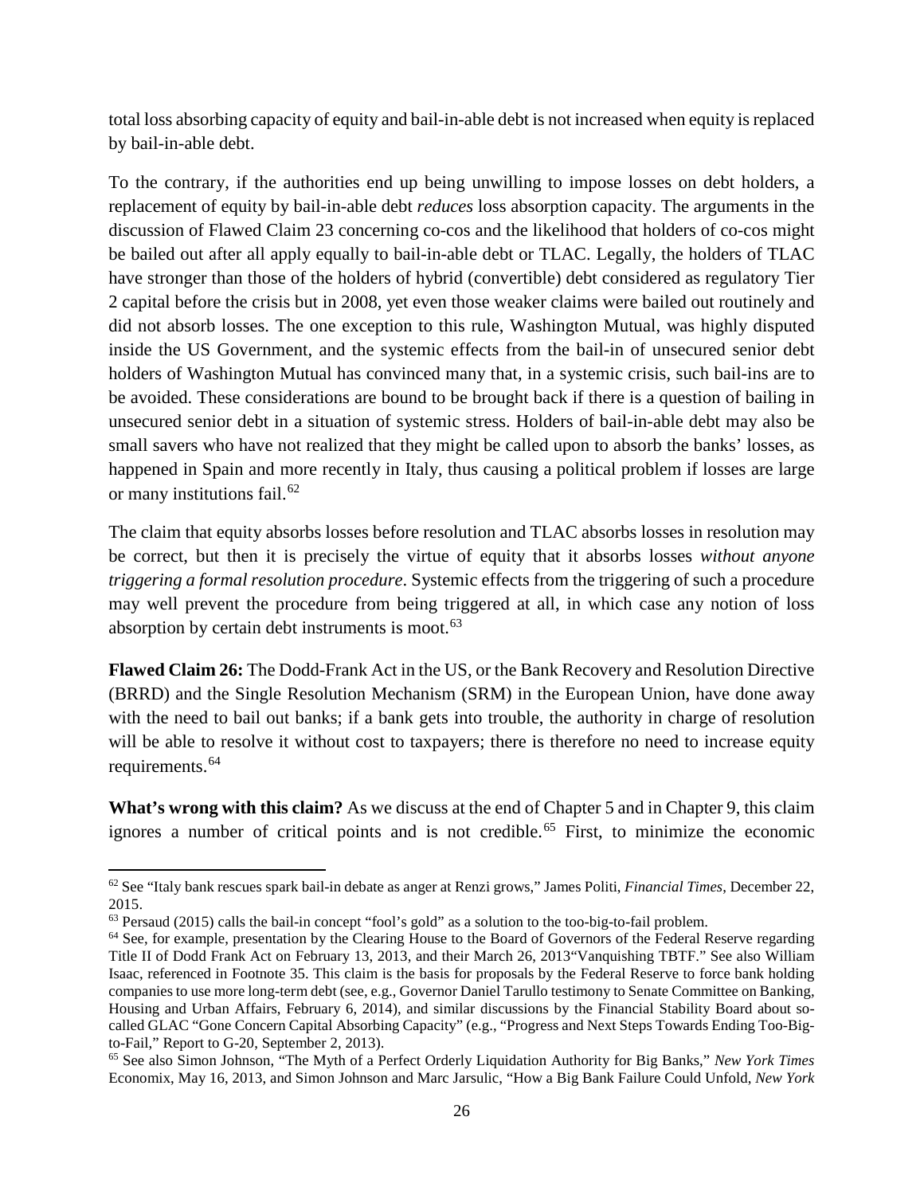total loss absorbing capacity of equity and bail-in-able debt is not increased when equity is replaced by bail-in-able debt.

To the contrary, if the authorities end up being unwilling to impose losses on debt holders, a replacement of equity by bail-in-able debt *reduces* loss absorption capacity. The arguments in the discussion of Flawed Claim 23 concerning co-cos and the likelihood that holders of co-cos might be bailed out after all apply equally to bail-in-able debt or TLAC. Legally, the holders of TLAC have stronger than those of the holders of hybrid (convertible) debt considered as regulatory Tier 2 capital before the crisis but in 2008, yet even those weaker claims were bailed out routinely and did not absorb losses. The one exception to this rule, Washington Mutual, was highly disputed inside the US Government, and the systemic effects from the bail-in of unsecured senior debt holders of Washington Mutual has convinced many that, in a systemic crisis, such bail-ins are to be avoided. These considerations are bound to be brought back if there is a question of bailing in unsecured senior debt in a situation of systemic stress. Holders of bail-in-able debt may also be small savers who have not realized that they might be called upon to absorb the banks' losses, as happened in Spain and more recently in Italy, thus causing a political problem if losses are large or many institutions fail.[62]

The claim that equity absorbs losses before resolution and TLAC absorbs losses in resolution may be correct, but then it is precisely the virtue of equity that it absorbs losses *without anyone triggering a formal resolution procedure*. Systemic effects from the triggering of such a procedure may well prevent the procedure from being triggered at all, in which case any notion of loss absorption by certain debt instruments is moot.[63]

**Flawed Claim 26:** The Dodd-Frank Act in the US, or the Bank Recovery and Resolution Directive (BRRD) and the Single Resolution Mechanism (SRM) in the European Union, have done away with the need to bail out banks; if a bank gets into trouble, the authority in charge of resolution will be able to resolve it without cost to taxpayers; there is therefore no need to increase equity requirements.[64]

**What's wrong with this claim?** As we discuss at the end of Chapter 5 and in Chapter 9, this claim ignores a number of critical points and is not credible.[65] First, to minimize the economic

---

[62] See "Italy bank rescues spark bail-in debate as anger at Renzi grows," James Politi, *Financial Times*, December 22, 2015.

[63] Persaud (2015) calls the bail-in concept "fool's gold" as a solution to the too-big-to-fail problem.

[64] See, for example, presentation by the Clearing House to the Board of Governors of the Federal Reserve regarding Title II of Dodd Frank Act on February 13, 2013, and their March 26, 2013"Vanquishing TBTF." See also William Isaac, referenced in Footnote 35. This claim is the basis for proposals by the Federal Reserve to force bank holding companies to use more long-term debt (see, e.g., Governor Daniel Tarullo testimony to Senate Committee on Banking, Housing and Urban Affairs, February 6, 2014), and similar discussions by the Financial Stability Board about so-called GLAC "Gone Concern Capital Absorbing Capacity" (e.g., "Progress and Next Steps Towards Ending Too-Big-to-Fail," Report to G-20, September 2, 2013).

[65] See also Simon Johnson, "The Myth of a Perfect Orderly Liquidation Authority for Big Banks," *New York Times* Economix, May 16, 2013, and Simon Johnson and Marc Jarsulic, "How a Big Bank Failure Could Unfold, *New York*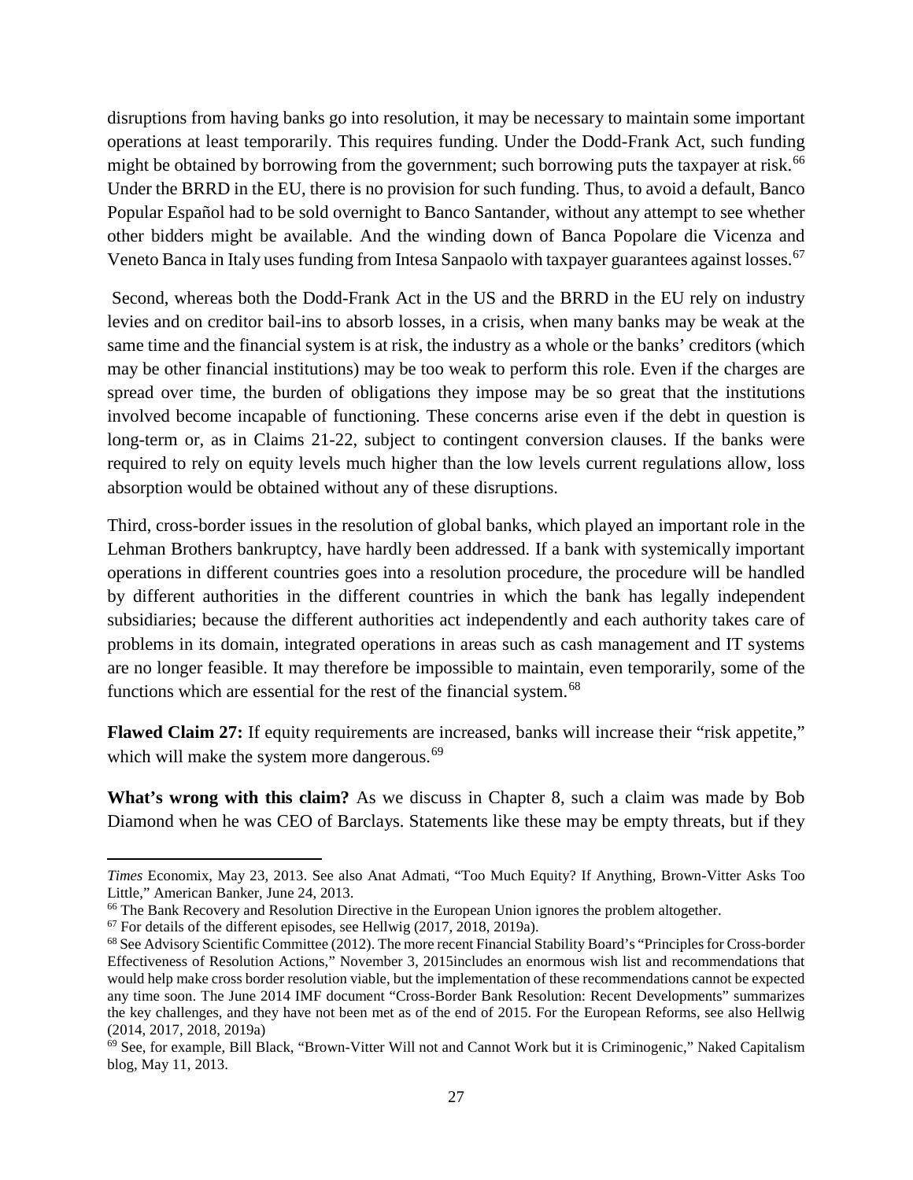disruptions from having banks go into resolution, it may be necessary to maintain some important operations at least temporarily. This requires funding. Under the Dodd-Frank Act, such funding might be obtained by borrowing from the government; such borrowing puts the taxpayer at risk.[66] Under the BRRD in the EU, there is no provision for such funding. Thus, to avoid a default, Banco Popular Español had to be sold overnight to Banco Santander, without any attempt to see whether other bidders might be available. And the winding down of Banca Popolare die Vicenza and Veneto Banca in Italy uses funding from Intesa Sanpaolo with taxpayer guarantees against losses.[67]

Second, whereas both the Dodd-Frank Act in the US and the BRRD in the EU rely on industry levies and on creditor bail-ins to absorb losses, in a crisis, when many banks may be weak at the same time and the financial system is at risk, the industry as a whole or the banks' creditors (which may be other financial institutions) may be too weak to perform this role. Even if the charges are spread over time, the burden of obligations they impose may be so great that the institutions involved become incapable of functioning. These concerns arise even if the debt in question is long-term or, as in Claims 21-22, subject to contingent conversion clauses. If the banks were required to rely on equity levels much higher than the low levels current regulations allow, loss absorption would be obtained without any of these disruptions.

Third, cross-border issues in the resolution of global banks, which played an important role in the Lehman Brothers bankruptcy, have hardly been addressed. If a bank with systemically important operations in different countries goes into a resolution procedure, the procedure will be handled by different authorities in the different countries in which the bank has legally independent subsidiaries; because the different authorities act independently and each authority takes care of problems in its domain, integrated operations in areas such as cash management and IT systems are no longer feasible. It may therefore be impossible to maintain, even temporarily, some of the functions which are essential for the rest of the financial system.[68]

**Flawed Claim 27:** If equity requirements are increased, banks will increase their "risk appetite," which will make the system more dangerous.[69]

**What's wrong with this claim?** As we discuss in Chapter 8, such a claim was made by Bob Diamond when he was CEO of Barclays. Statements like these may be empty threats, but if they

---

*Times* Economix, May 23, 2013. See also Anat Admati, "Too Much Equity? If Anything, Brown-Vitter Asks Too Little," American Banker, June 24, 2013.

[66] The Bank Recovery and Resolution Directive in the European Union ignores the problem altogether.

[67] For details of the different episodes, see Hellwig (2017, 2018, 2019a).

[68] See Advisory Scientific Committee (2012). The more recent Financial Stability Board's "Principles for Cross-border Effectiveness of Resolution Actions," November 3, 2015includes an enormous wish list and recommendations that would help make cross border resolution viable, but the implementation of these recommendations cannot be expected any time soon. The June 2014 IMF document "Cross-Border Bank Resolution: Recent Developments" summarizes the key challenges, and they have not been met as of the end of 2015. For the European Reforms, see also Hellwig (2014, 2017, 2018, 2019a)

[69] See, for example, Bill Black, "Brown-Vitter Will not and Cannot Work but it is Criminogenic," Naked Capitalism blog, May 11, 2013.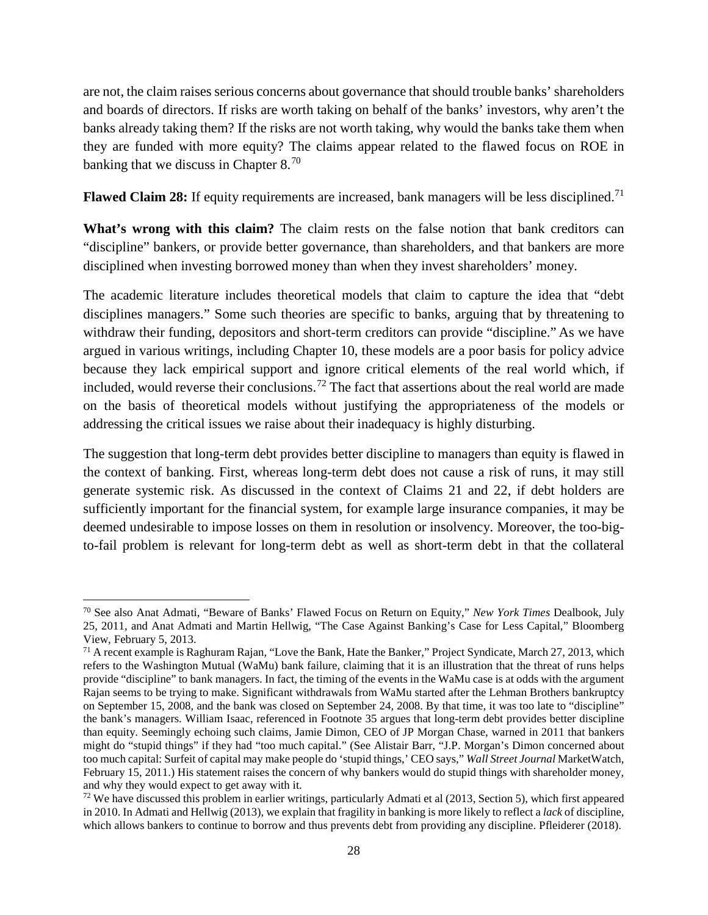are not, the claim raises serious concerns about governance that should trouble banks' shareholders and boards of directors. If risks are worth taking on behalf of the banks' investors, why aren't the banks already taking them? If the risks are not worth taking, why would the banks take them when they are funded with more equity? The claims appear related to the flawed focus on ROE in banking that we discuss in Chapter 8.[70]

**Flawed Claim 28:** If equity requirements are increased, bank managers will be less disciplined.[71]

**What's wrong with this claim?** The claim rests on the false notion that bank creditors can "discipline" bankers, or provide better governance, than shareholders, and that bankers are more disciplined when investing borrowed money than when they invest shareholders' money.

The academic literature includes theoretical models that claim to capture the idea that "debt disciplines managers." Some such theories are specific to banks, arguing that by threatening to withdraw their funding, depositors and short-term creditors can provide "discipline." As we have argued in various writings, including Chapter 10, these models are a poor basis for policy advice because they lack empirical support and ignore critical elements of the real world which, if included, would reverse their conclusions.[72] The fact that assertions about the real world are made on the basis of theoretical models without justifying the appropriateness of the models or addressing the critical issues we raise about their inadequacy is highly disturbing.

The suggestion that long-term debt provides better discipline to managers than equity is flawed in the context of banking. First, whereas long-term debt does not cause a risk of runs, it may still generate systemic risk. As discussed in the context of Claims 21 and 22, if debt holders are sufficiently important for the financial system, for example large insurance companies, it may be deemed undesirable to impose losses on them in resolution or insolvency. Moreover, the too-big-to-fail problem is relevant for long-term debt as well as short-term debt in that the collateral

---

[70] See also Anat Admati, "Beware of Banks' Flawed Focus on Return on Equity," *New York Times* Dealbook, July 25, 2011, and Anat Admati and Martin Hellwig, "The Case Against Banking's Case for Less Capital," Bloomberg View, February 5, 2013.

[71] A recent example is Raghuram Rajan, "Love the Bank, Hate the Banker," Project Syndicate, March 27, 2013, which refers to the Washington Mutual (WaMu) bank failure, claiming that it is an illustration that the threat of runs helps provide "discipline" to bank managers. In fact, the timing of the events in the WaMu case is at odds with the argument Rajan seems to be trying to make. Significant withdrawals from WaMu started after the Lehman Brothers bankruptcy on September 15, 2008, and the bank was closed on September 24, 2008. By that time, it was too late to "discipline" the bank's managers. William Isaac, referenced in Footnote 35 argues that long-term debt provides better discipline than equity. Seemingly echoing such claims, Jamie Dimon, CEO of JP Morgan Chase, warned in 2011 that bankers might do "stupid things" if they had "too much capital." (See Alistair Barr, "J.P. Morgan's Dimon concerned about too much capital: Surfeit of capital may make people do 'stupid things,' CEO says," *Wall Street Journal* MarketWatch, February 15, 2011.) His statement raises the concern of why bankers would do stupid things with shareholder money, and why they would expect to get away with it.

[72] We have discussed this problem in earlier writings, particularly Admati et al (2013, Section 5), which first appeared in 2010. In Admati and Hellwig (2013), we explain that fragility in banking is more likely to reflect a *lack* of discipline, which allows bankers to continue to borrow and thus prevents debt from providing any discipline. Pfleiderer (2018).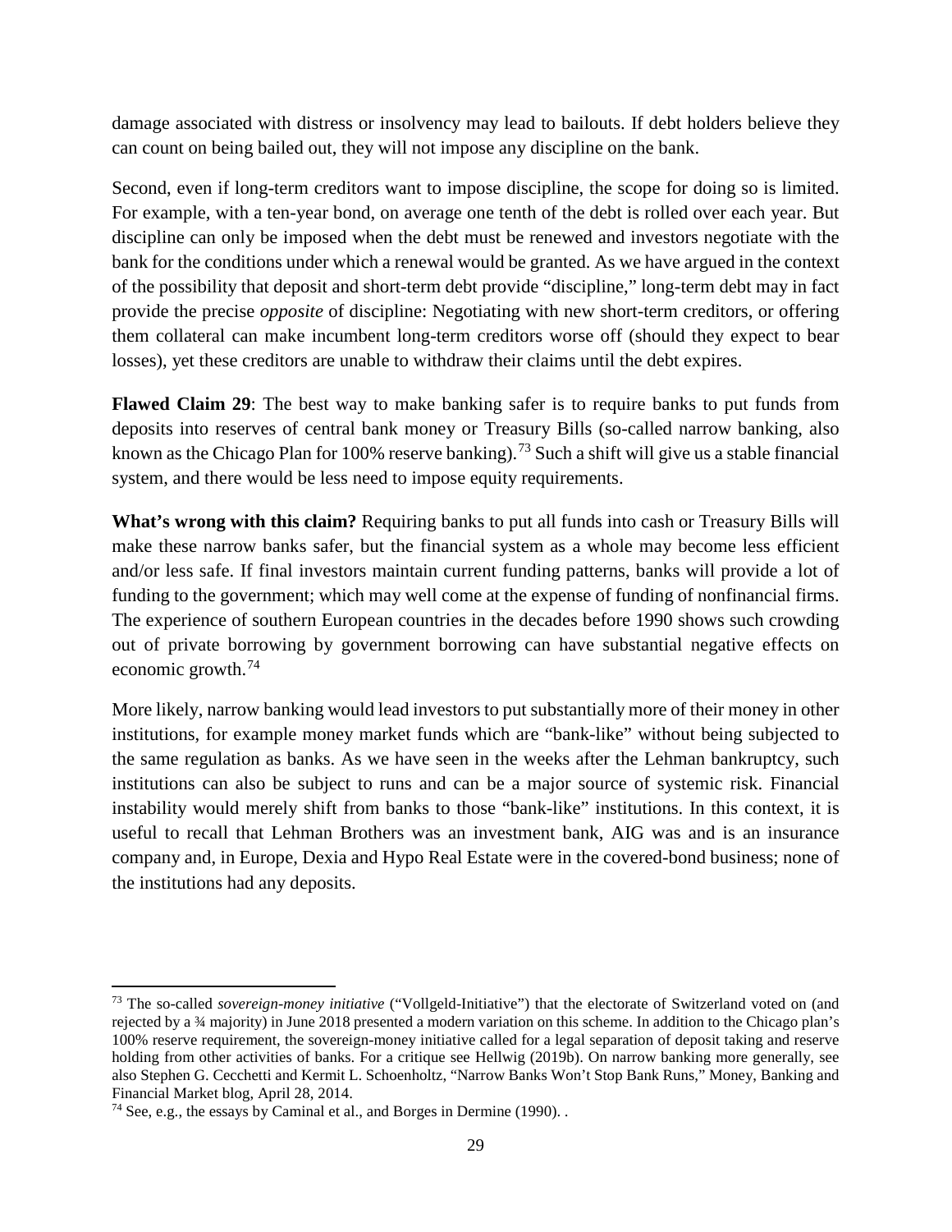damage associated with distress or insolvency may lead to bailouts. If debt holders believe they can count on being bailed out, they will not impose any discipline on the bank.

Second, even if long-term creditors want to impose discipline, the scope for doing so is limited. For example, with a ten-year bond, on average one tenth of the debt is rolled over each year. But discipline can only be imposed when the debt must be renewed and investors negotiate with the bank for the conditions under which a renewal would be granted. As we have argued in the context of the possibility that deposit and short-term debt provide "discipline," long-term debt may in fact provide the precise *opposite* of discipline: Negotiating with new short-term creditors, or offering them collateral can make incumbent long-term creditors worse off (should they expect to bear losses), yet these creditors are unable to withdraw their claims until the debt expires.

**Flawed Claim 29**: The best way to make banking safer is to require banks to put funds from deposits into reserves of central bank money or Treasury Bills (so-called narrow banking, also known as the Chicago Plan for 100% reserve banking).[73] Such a shift will give us a stable financial system, and there would be less need to impose equity requirements.

**What's wrong with this claim?** Requiring banks to put all funds into cash or Treasury Bills will make these narrow banks safer, but the financial system as a whole may become less efficient and/or less safe. If final investors maintain current funding patterns, banks will provide a lot of funding to the government; which may well come at the expense of funding of nonfinancial firms. The experience of southern European countries in the decades before 1990 shows such crowding out of private borrowing by government borrowing can have substantial negative effects on economic growth.[74]

More likely, narrow banking would lead investors to put substantially more of their money in other institutions, for example money market funds which are "bank-like" without being subjected to the same regulation as banks. As we have seen in the weeks after the Lehman bankruptcy, such institutions can also be subject to runs and can be a major source of systemic risk. Financial instability would merely shift from banks to those "bank-like" institutions. In this context, it is useful to recall that Lehman Brothers was an investment bank, AIG was and is an insurance company and, in Europe, Dexia and Hypo Real Estate were in the covered-bond business; none of the institutions had any deposits.

---

[73] The so-called *sovereign-money initiative* ("Vollgeld-Initiative") that the electorate of Switzerland voted on (and rejected by a ¾ majority) in June 2018 presented a modern variation on this scheme. In addition to the Chicago plan's 100% reserve requirement, the sovereign-money initiative called for a legal separation of deposit taking and reserve holding from other activities of banks. For a critique see Hellwig (2019b). On narrow banking more generally, see also Stephen G. Cecchetti and Kermit L. Schoenholtz, "Narrow Banks Won't Stop Bank Runs," Money, Banking and Financial Market blog, April 28, 2014.

[74] See, e.g., the essays by Caminal et al., and Borges in Dermine (1990). .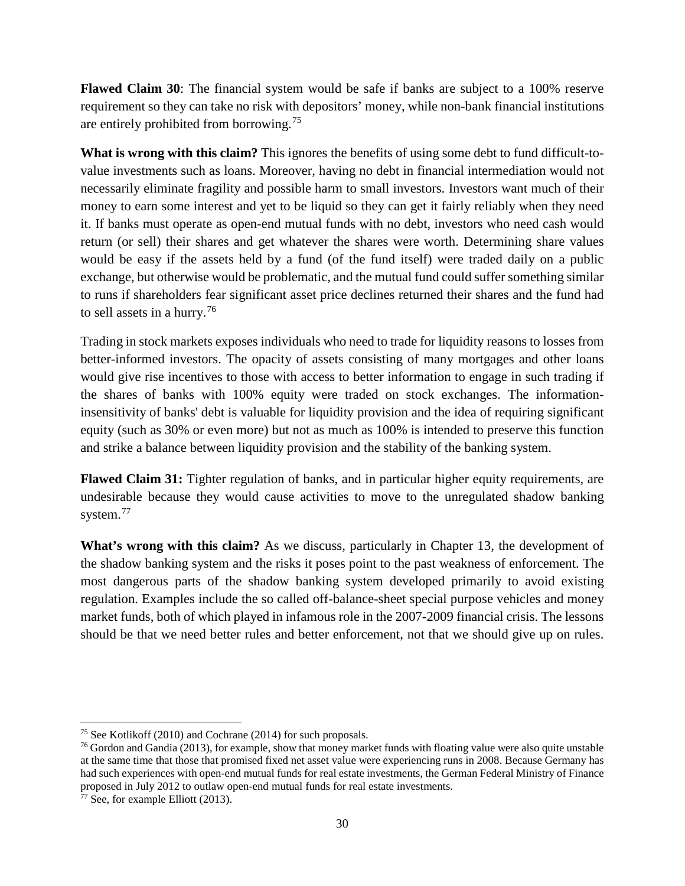**Flawed Claim 30**: The financial system would be safe if banks are subject to a 100% reserve requirement so they can take no risk with depositors' money, while non-bank financial institutions are entirely prohibited from borrowing.[75]

**What is wrong with this claim?** This ignores the benefits of using some debt to fund difficult-to-value investments such as loans. Moreover, having no debt in financial intermediation would not necessarily eliminate fragility and possible harm to small investors. Investors want much of their money to earn some interest and yet to be liquid so they can get it fairly reliably when they need it. If banks must operate as open-end mutual funds with no debt, investors who need cash would return (or sell) their shares and get whatever the shares were worth. Determining share values would be easy if the assets held by a fund (of the fund itself) were traded daily on a public exchange, but otherwise would be problematic, and the mutual fund could suffer something similar to runs if shareholders fear significant asset price declines returned their shares and the fund had to sell assets in a hurry.[76]

Trading in stock markets exposes individuals who need to trade for liquidity reasons to losses from better-informed investors. The opacity of assets consisting of many mortgages and other loans would give rise incentives to those with access to better information to engage in such trading if the shares of banks with 100% equity were traded on stock exchanges. The information-insensitivity of banks' debt is valuable for liquidity provision and the idea of requiring significant equity (such as 30% or even more) but not as much as 100% is intended to preserve this function and strike a balance between liquidity provision and the stability of the banking system.

**Flawed Claim 31:** Tighter regulation of banks, and in particular higher equity requirements, are undesirable because they would cause activities to move to the unregulated shadow banking system.[77]

**What's wrong with this claim?** As we discuss, particularly in Chapter 13, the development of the shadow banking system and the risks it poses point to the past weakness of enforcement. The most dangerous parts of the shadow banking system developed primarily to avoid existing regulation. Examples include the so called off-balance-sheet special purpose vehicles and money market funds, both of which played in infamous role in the 2007-2009 financial crisis. The lessons should be that we need better rules and better enforcement, not that we should give up on rules.

---

[75] See Kotlikoff (2010) and Cochrane (2014) for such proposals.

[76] Gordon and Gandia (2013), for example, show that money market funds with floating value were also quite unstable at the same time that those that promised fixed net asset value were experiencing runs in 2008. Because Germany has had such experiences with open-end mutual funds for real estate investments, the German Federal Ministry of Finance proposed in July 2012 to outlaw open-end mutual funds for real estate investments.

[77] See, for example Elliott (2013).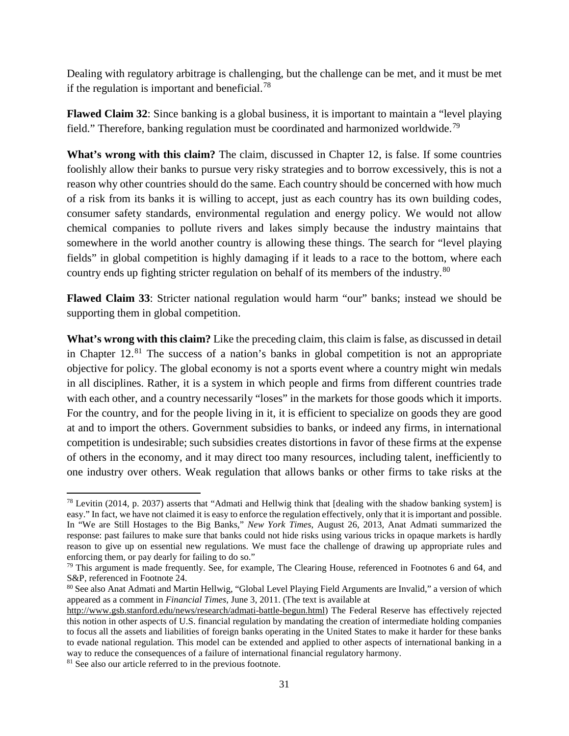Dealing with regulatory arbitrage is challenging, but the challenge can be met, and it must be met if the regulation is important and beneficial.[78]

**Flawed Claim 32**: Since banking is a global business, it is important to maintain a "level playing field." Therefore, banking regulation must be coordinated and harmonized worldwide.[79]

**What's wrong with this claim?** The claim, discussed in Chapter 12, is false. If some countries foolishly allow their banks to pursue very risky strategies and to borrow excessively, this is not a reason why other countries should do the same. Each country should be concerned with how much of a risk from its banks it is willing to accept, just as each country has its own building codes, consumer safety standards, environmental regulation and energy policy. We would not allow chemical companies to pollute rivers and lakes simply because the industry maintains that somewhere in the world another country is allowing these things. The search for "level playing fields" in global competition is highly damaging if it leads to a race to the bottom, where each country ends up fighting stricter regulation on behalf of its members of the industry.[80]

**Flawed Claim 33**: Stricter national regulation would harm "our" banks; instead we should be supporting them in global competition.

**What's wrong with this claim?** Like the preceding claim, this claim is false, as discussed in detail in Chapter 12.[81] The success of a nation's banks in global competition is not an appropriate objective for policy. The global economy is not a sports event where a country might win medals in all disciplines. Rather, it is a system in which people and firms from different countries trade with each other, and a country necessarily "loses" in the markets for those goods which it imports. For the country, and for the people living in it, it is efficient to specialize on goods they are good at and to import the others. Government subsidies to banks, or indeed any firms, in international competition is undesirable; such subsidies creates distortions in favor of these firms at the expense of others in the economy, and it may direct too many resources, including talent, inefficiently to one industry over others. Weak regulation that allows banks or other firms to take risks at the

---

[78] Levitin (2014, p. 2037) asserts that "Admati and Hellwig think that [dealing with the shadow banking system] is easy." In fact, we have not claimed it is easy to enforce the regulation effectively, only that it is important and possible. In "We are Still Hostages to the Big Banks," *New York Times*, August 26, 2013, Anat Admati summarized the response: past failures to make sure that banks could not hide risks using various tricks in opaque markets is hardly reason to give up on essential new regulations. We must face the challenge of drawing up appropriate rules and enforcing them, or pay dearly for failing to do so."

[79] This argument is made frequently. See, for example, The Clearing House, referenced in Footnotes 6 and 64, and S&P, referenced in Footnote 24.

[80] See also Anat Admati and Martin Hellwig, "Global Level Playing Field Arguments are Invalid," a version of which appeared as a comment in *Financial Times*, June 3, 2011. (The text is available at http://www.gsb.stanford.edu/news/research/admati-battle-begun.html) The Federal Reserve has effectively rejected this notion in other aspects of U.S. financial regulation by mandating the creation of intermediate holding companies to focus all the assets and liabilities of foreign banks operating in the United States to make it harder for these banks to evade national regulation. This model can be extended and applied to other aspects of international banking in a way to reduce the consequences of a failure of international financial regulatory harmony.

[81] See also our article referred to in the previous footnote.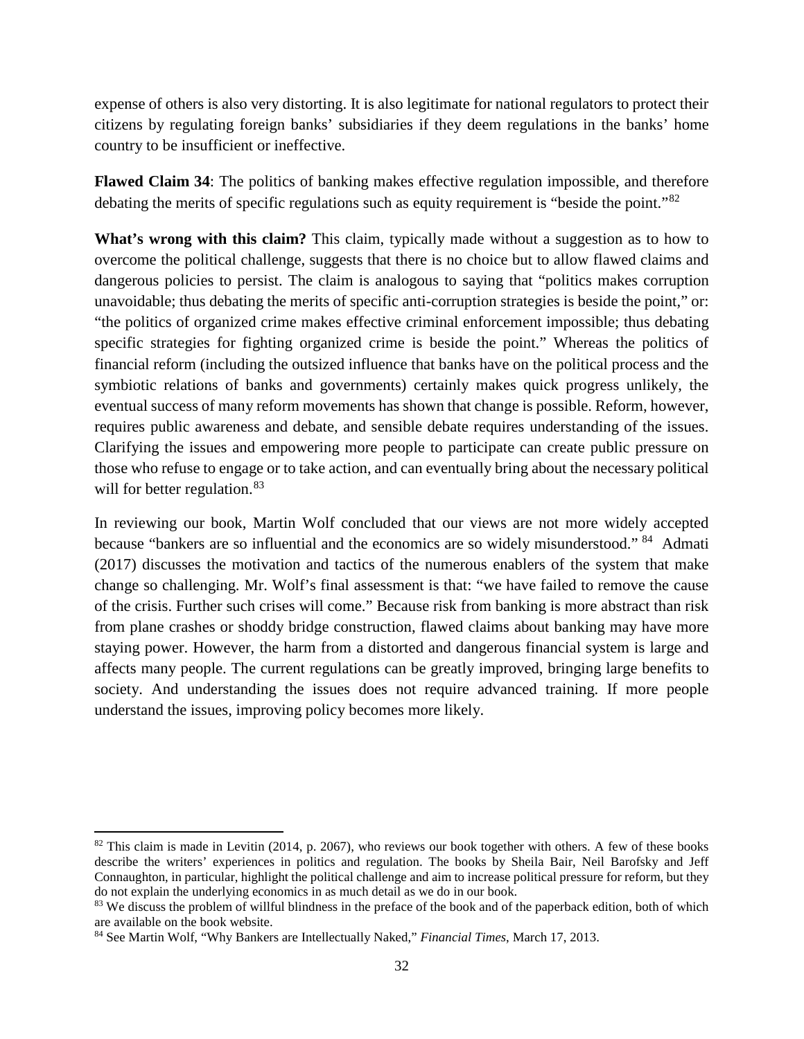expense of others is also very distorting. It is also legitimate for national regulators to protect their citizens by regulating foreign banks' subsidiaries if they deem regulations in the banks' home country to be insufficient or ineffective.

**Flawed Claim 34**: The politics of banking makes effective regulation impossible, and therefore debating the merits of specific regulations such as equity requirement is "beside the point."[82]

**What's wrong with this claim?** This claim, typically made without a suggestion as to how to overcome the political challenge, suggests that there is no choice but to allow flawed claims and dangerous policies to persist. The claim is analogous to saying that "politics makes corruption unavoidable; thus debating the merits of specific anti-corruption strategies is beside the point," or: "the politics of organized crime makes effective criminal enforcement impossible; thus debating specific strategies for fighting organized crime is beside the point." Whereas the politics of financial reform (including the outsized influence that banks have on the political process and the symbiotic relations of banks and governments) certainly makes quick progress unlikely, the eventual success of many reform movements has shown that change is possible. Reform, however, requires public awareness and debate, and sensible debate requires understanding of the issues. Clarifying the issues and empowering more people to participate can create public pressure on those who refuse to engage or to take action, and can eventually bring about the necessary political will for better regulation.[83]

In reviewing our book, Martin Wolf concluded that our views are not more widely accepted because "bankers are so influential and the economics are so widely misunderstood." [84] Admati (2017) discusses the motivation and tactics of the numerous enablers of the system that make change so challenging. Mr. Wolf's final assessment is that: "we have failed to remove the cause of the crisis. Further such crises will come." Because risk from banking is more abstract than risk from plane crashes or shoddy bridge construction, flawed claims about banking may have more staying power. However, the harm from a distorted and dangerous financial system is large and affects many people. The current regulations can be greatly improved, bringing large benefits to society. And understanding the issues does not require advanced training. If more people understand the issues, improving policy becomes more likely.

---

[82] This claim is made in Levitin (2014, p. 2067), who reviews our book together with others. A few of these books describe the writers' experiences in politics and regulation. The books by Sheila Bair, Neil Barofsky and Jeff Connaughton, in particular, highlight the political challenge and aim to increase political pressure for reform, but they do not explain the underlying economics in as much detail as we do in our book.

[83] We discuss the problem of willful blindness in the preface of the book and of the paperback edition, both of which are available on the book website.

[84] See Martin Wolf, "Why Bankers are Intellectually Naked," *Financial Times*, March 17, 2013.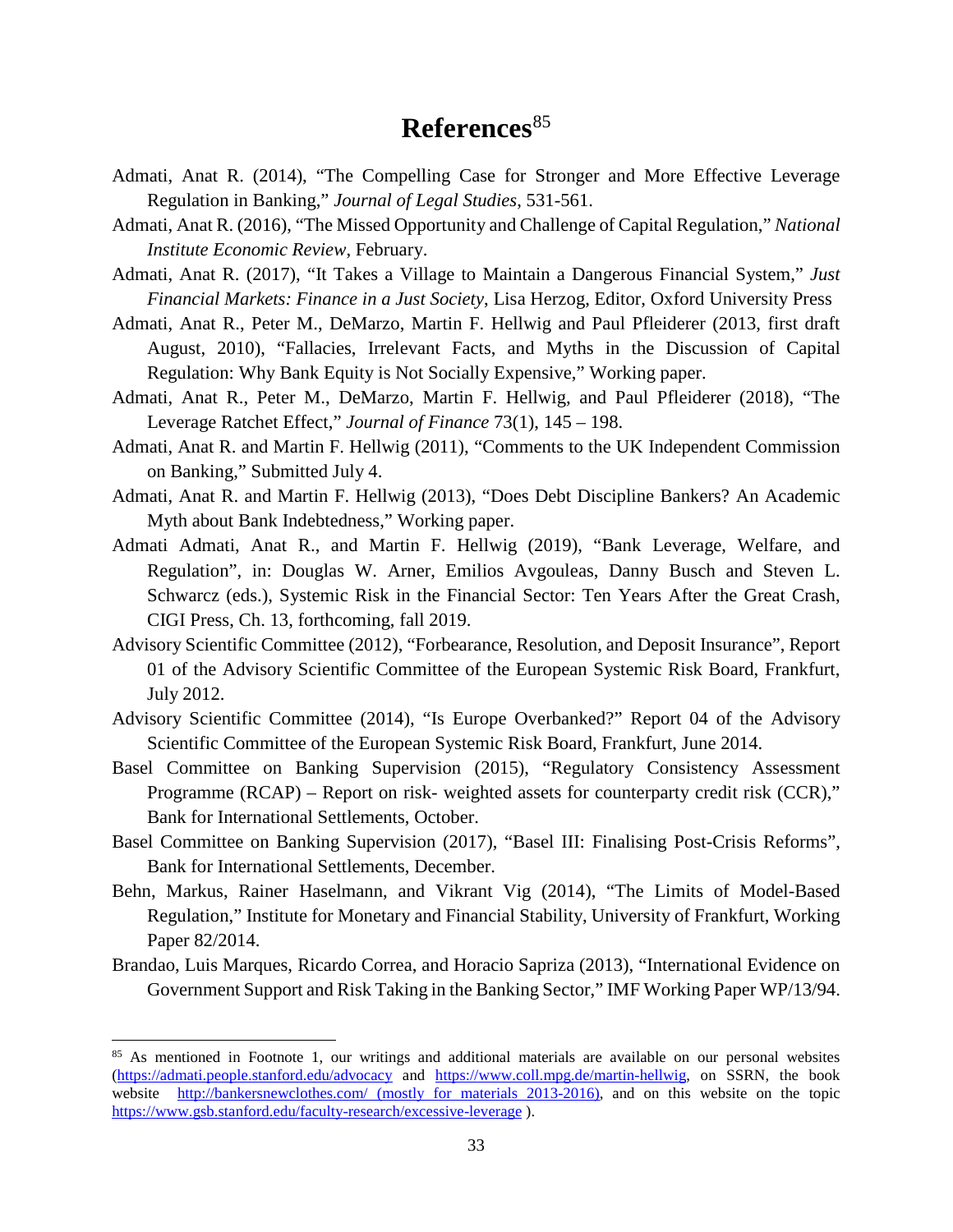# References[85]

Admati, Anat R. (2014), "The Compelling Case for Stronger and More Effective Leverage Regulation in Banking," *Journal of Legal Studies*, 531-561.

Admati, Anat R. (2016), "The Missed Opportunity and Challenge of Capital Regulation," *National Institute Economic Review*, February.

Admati, Anat R. (2017), "It Takes a Village to Maintain a Dangerous Financial System," *Just Financial Markets: Finance in a Just Society*, Lisa Herzog, Editor, Oxford University Press

Admati, Anat R., Peter M., DeMarzo, Martin F. Hellwig and Paul Pfleiderer (2013, first draft August, 2010), "Fallacies, Irrelevant Facts, and Myths in the Discussion of Capital Regulation: Why Bank Equity is Not Socially Expensive," Working paper.

Admati, Anat R., Peter M., DeMarzo, Martin F. Hellwig, and Paul Pfleiderer (2018), "The Leverage Ratchet Effect," *Journal of Finance* 73(1), 145 – 198.

Admati, Anat R. and Martin F. Hellwig (2011), "Comments to the UK Independent Commission on Banking," Submitted July 4.

Admati, Anat R. and Martin F. Hellwig (2013), "Does Debt Discipline Bankers? An Academic Myth about Bank Indebtedness," Working paper.

Admati Admati, Anat R., and Martin F. Hellwig (2019), "Bank Leverage, Welfare, and Regulation", in: Douglas W. Arner, Emilios Avgouleas, Danny Busch and Steven L. Schwarcz (eds.), Systemic Risk in the Financial Sector: Ten Years After the Great Crash, CIGI Press, Ch. 13, forthcoming, fall 2019.

Advisory Scientific Committee (2012), "Forbearance, Resolution, and Deposit Insurance", Report 01 of the Advisory Scientific Committee of the European Systemic Risk Board, Frankfurt, July 2012.

Advisory Scientific Committee (2014), "Is Europe Overbanked?" Report 04 of the Advisory Scientific Committee of the European Systemic Risk Board, Frankfurt, June 2014.

Basel Committee on Banking Supervision (2015), "Regulatory Consistency Assessment Programme (RCAP) – Report on risk- weighted assets for counterparty credit risk (CCR)," Bank for International Settlements, October.

Basel Committee on Banking Supervision (2017), "Basel III: Finalising Post-Crisis Reforms", Bank for International Settlements, December.

Behn, Markus, Rainer Haselmann, and Vikrant Vig (2014), "The Limits of Model-Based Regulation," Institute for Monetary and Financial Stability, University of Frankfurt, Working Paper 82/2014.

Brandao, Luis Marques, Ricardo Correa, and Horacio Sapriza (2013), "International Evidence on Government Support and Risk Taking in the Banking Sector," IMF Working Paper WP/13/94.

---

[85] As mentioned in Footnote 1, our writings and additional materials are available on our personal websites (https://admati.people.stanford.edu/advocacy and https://www.coll.mpg.de/martin-hellwig, on SSRN, the book website http://bankersnewclothes.com/ (mostly for materials 2013-2016), and on this website on the topic https://www.gsb.stanford.edu/faculty-research/excessive-leverage ).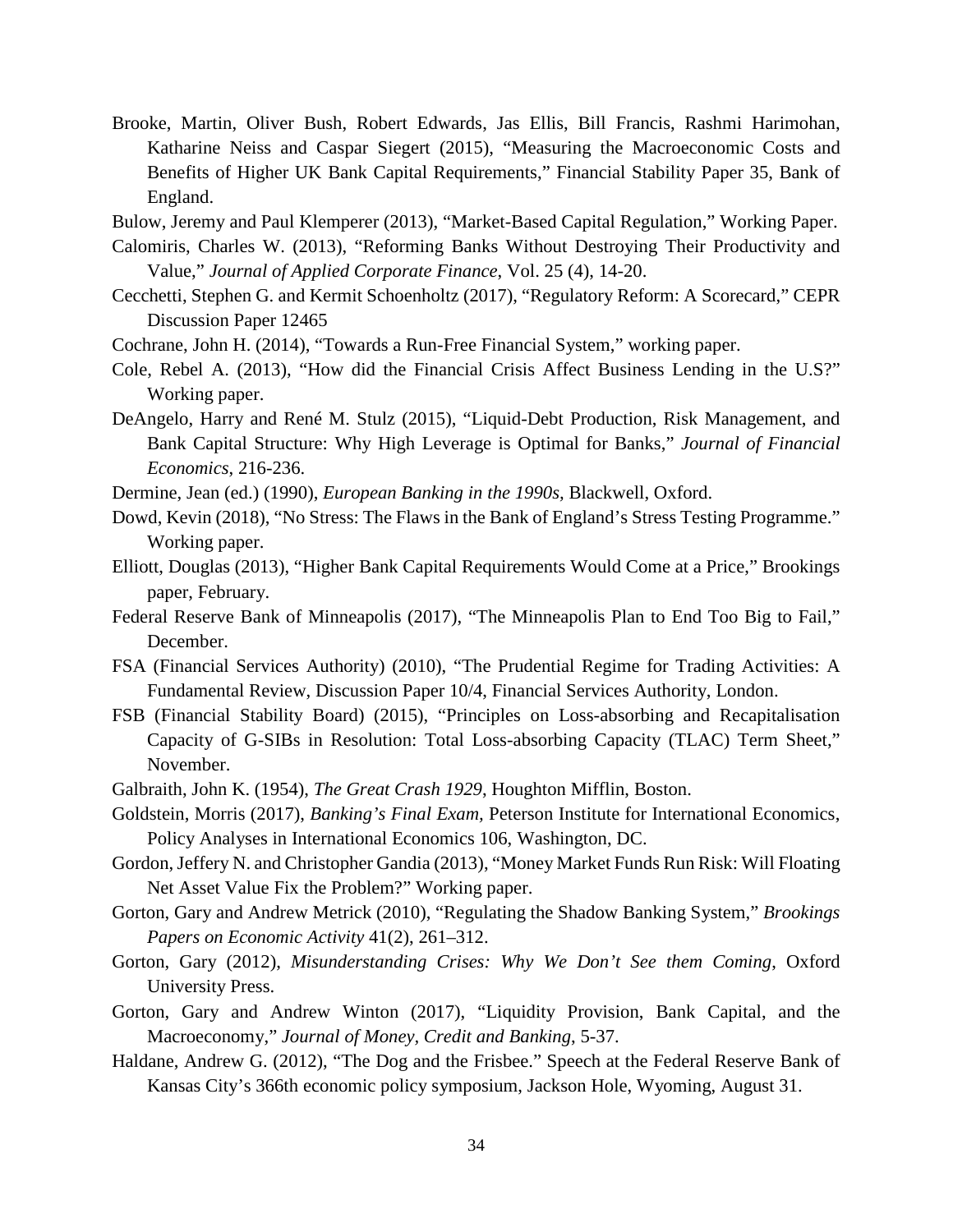Brooke, Martin, Oliver Bush, Robert Edwards, Jas Ellis, Bill Francis, Rashmi Harimohan, Katharine Neiss and Caspar Siegert (2015), "Measuring the Macroeconomic Costs and Benefits of Higher UK Bank Capital Requirements," Financial Stability Paper 35, Bank of England.

Bulow, Jeremy and Paul Klemperer (2013), "Market-Based Capital Regulation," Working Paper.

Calomiris, Charles W. (2013), "Reforming Banks Without Destroying Their Productivity and Value," *Journal of Applied Corporate Finance*, Vol. 25 (4), 14-20.

Cecchetti, Stephen G. and Kermit Schoenholtz (2017), "Regulatory Reform: A Scorecard," CEPR Discussion Paper 12465

Cochrane, John H. (2014), "Towards a Run-Free Financial System," working paper.

Cole, Rebel A. (2013), "How did the Financial Crisis Affect Business Lending in the U.S?" Working paper.

DeAngelo, Harry and René M. Stulz (2015), "Liquid-Debt Production, Risk Management, and Bank Capital Structure: Why High Leverage is Optimal for Banks," *Journal of Financial Economics*, 216-236.

Dermine, Jean (ed.) (1990), *European Banking in the 1990s*, Blackwell, Oxford.

Dowd, Kevin (2018), "No Stress: The Flaws in the Bank of England's Stress Testing Programme." Working paper.

Elliott, Douglas (2013), "Higher Bank Capital Requirements Would Come at a Price," Brookings paper, February.

Federal Reserve Bank of Minneapolis (2017), "The Minneapolis Plan to End Too Big to Fail," December.

FSA (Financial Services Authority) (2010), "The Prudential Regime for Trading Activities: A Fundamental Review, Discussion Paper 10/4, Financial Services Authority, London.

FSB (Financial Stability Board) (2015), "Principles on Loss-absorbing and Recapitalisation Capacity of G-SIBs in Resolution: Total Loss-absorbing Capacity (TLAC) Term Sheet," November.

Galbraith, John K. (1954), *The Great Crash 1929*, Houghton Mifflin, Boston.

Goldstein, Morris (2017), *Banking's Final Exam*, Peterson Institute for International Economics, Policy Analyses in International Economics 106, Washington, DC.

Gordon, Jeffery N. and Christopher Gandia (2013), "Money Market Funds Run Risk: Will Floating Net Asset Value Fix the Problem?" Working paper.

Gorton, Gary and Andrew Metrick (2010), "Regulating the Shadow Banking System," *Brookings Papers on Economic Activity* 41(2), 261–312.

Gorton, Gary (2012), *Misunderstanding Crises: Why We Don't See them Coming*, Oxford University Press.

Gorton, Gary and Andrew Winton (2017), "Liquidity Provision, Bank Capital, and the Macroeconomy," *Journal of Money, Credit and Banking*, 5-37.

Haldane, Andrew G. (2012), "The Dog and the Frisbee." Speech at the Federal Reserve Bank of Kansas City's 366th economic policy symposium, Jackson Hole, Wyoming, August 31.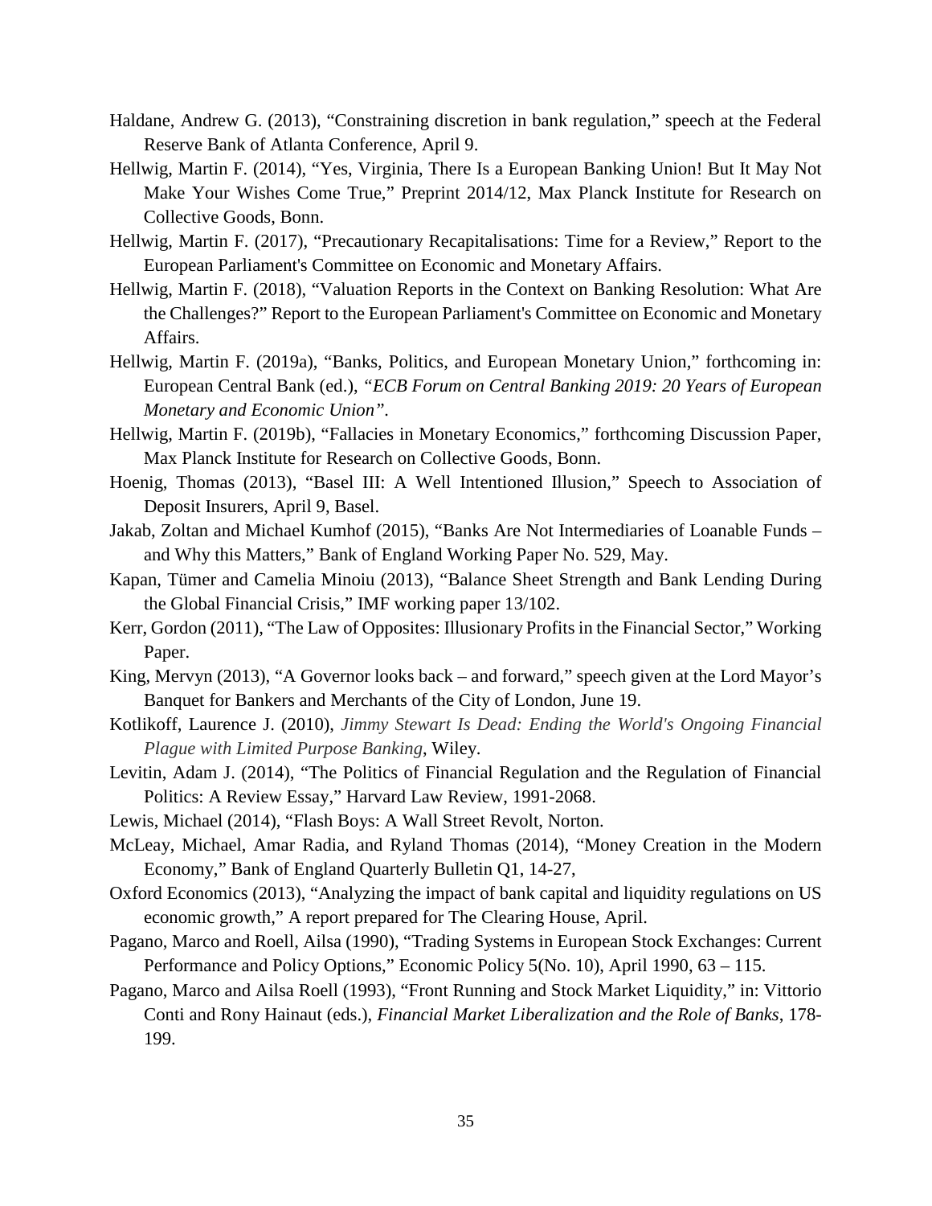Haldane, Andrew G. (2013), "Constraining discretion in bank regulation," speech at the Federal Reserve Bank of Atlanta Conference, April 9.

Hellwig, Martin F. (2014), "Yes, Virginia, There Is a European Banking Union! But It May Not Make Your Wishes Come True," Preprint 2014/12, Max Planck Institute for Research on Collective Goods, Bonn.

Hellwig, Martin F. (2017), "Precautionary Recapitalisations: Time for a Review," Report to the European Parliament's Committee on Economic and Monetary Affairs.

Hellwig, Martin F. (2018), "Valuation Reports in the Context on Banking Resolution: What Are the Challenges?" Report to the European Parliament's Committee on Economic and Monetary Affairs.

Hellwig, Martin F. (2019a), "Banks, Politics, and European Monetary Union," forthcoming in: European Central Bank (ed.), *"ECB Forum on Central Banking 2019: 20 Years of European Monetary and Economic Union"*.

Hellwig, Martin F. (2019b), "Fallacies in Monetary Economics," forthcoming Discussion Paper, Max Planck Institute for Research on Collective Goods, Bonn.

Hoenig, Thomas (2013), "Basel III: A Well Intentioned Illusion," Speech to Association of Deposit Insurers, April 9, Basel.

Jakab, Zoltan and Michael Kumhof (2015), "Banks Are Not Intermediaries of Loanable Funds – and Why this Matters," Bank of England Working Paper No. 529, May.

Kapan, Tümer and Camelia Minoiu (2013), "Balance Sheet Strength and Bank Lending During the Global Financial Crisis," IMF working paper 13/102.

Kerr, Gordon (2011), "The Law of Opposites: Illusionary Profits in the Financial Sector," Working Paper.

King, Mervyn (2013), "A Governor looks back – and forward," speech given at the Lord Mayor's Banquet for Bankers and Merchants of the City of London, June 19.

Kotlikoff, Laurence J. (2010), *Jimmy Stewart Is Dead: Ending the World's Ongoing Financial Plague with Limited Purpose Banking*, Wiley.

Levitin, Adam J. (2014), "The Politics of Financial Regulation and the Regulation of Financial Politics: A Review Essay," Harvard Law Review, 1991-2068.

Lewis, Michael (2014), "Flash Boys: A Wall Street Revolt, Norton.

McLeay, Michael, Amar Radia, and Ryland Thomas (2014), "Money Creation in the Modern Economy," Bank of England Quarterly Bulletin Q1, 14-27,

Oxford Economics (2013), "Analyzing the impact of bank capital and liquidity regulations on US economic growth," A report prepared for The Clearing House, April.

Pagano, Marco and Roell, Ailsa (1990), "Trading Systems in European Stock Exchanges: Current Performance and Policy Options," Economic Policy 5(No. 10), April 1990, 63 – 115.

Pagano, Marco and Ailsa Roell (1993), "Front Running and Stock Market Liquidity," in: Vittorio Conti and Rony Hainaut (eds.), *Financial Market Liberalization and the Role of Banks*, 178-199.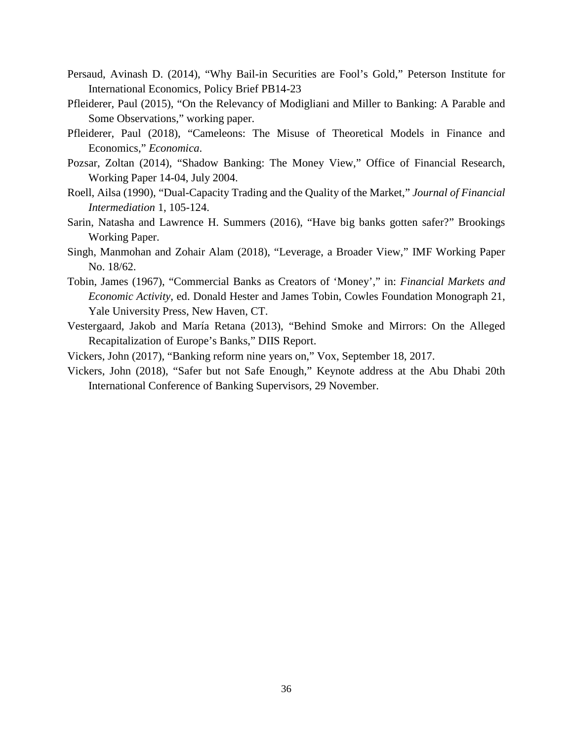Persaud, Avinash D. (2014), "Why Bail-in Securities are Fool's Gold," Peterson Institute for International Economics, Policy Brief PB14-23

Pfleiderer, Paul (2015), "On the Relevancy of Modigliani and Miller to Banking: A Parable and Some Observations," working paper.

Pfleiderer, Paul (2018), "Cameleons: The Misuse of Theoretical Models in Finance and Economics," *Economica*.

Pozsar, Zoltan (2014), "Shadow Banking: The Money View," Office of Financial Research, Working Paper 14-04, July 2004.

Roell, Ailsa (1990), "Dual-Capacity Trading and the Quality of the Market," *Journal of Financial Intermediation* 1, 105-124.

Sarin, Natasha and Lawrence H. Summers (2016), "Have big banks gotten safer?" Brookings Working Paper.

Singh, Manmohan and Zohair Alam (2018), "Leverage, a Broader View," IMF Working Paper No. 18/62.

Tobin, James (1967), "Commercial Banks as Creators of 'Money'," in: *Financial Markets and Economic Activity*, ed. Donald Hester and James Tobin, Cowles Foundation Monograph 21, Yale University Press, New Haven, CT.

Vestergaard, Jakob and María Retana (2013), "Behind Smoke and Mirrors: On the Alleged Recapitalization of Europe's Banks," DIIS Report.

Vickers, John (2017), "Banking reform nine years on," Vox, September 18, 2017.

Vickers, John (2018), "Safer but not Safe Enough," Keynote address at the Abu Dhabi 20th International Conference of Banking Supervisors, 29 November.